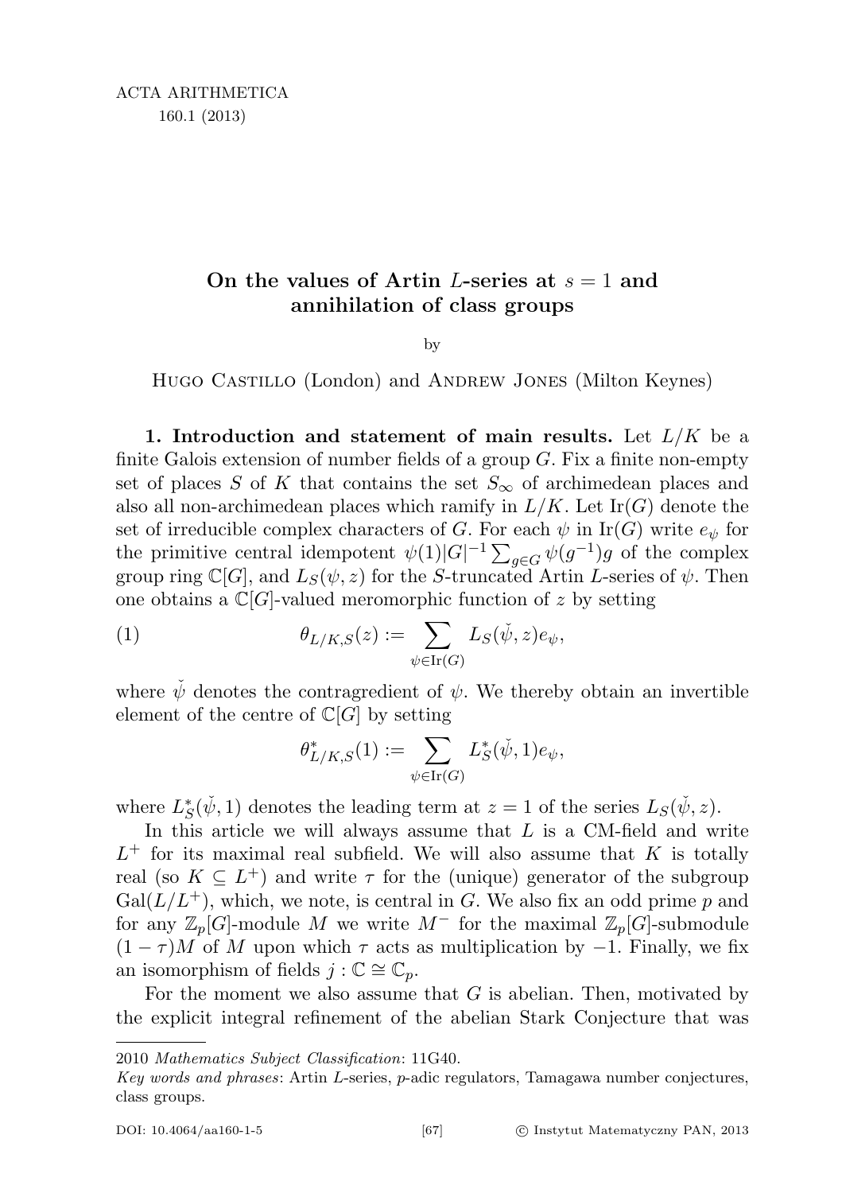# On the values of Artin $L$-series at $s = 1$ and annihilation of class groups

by

Hugo Castillo (London) and Andrew Jones (Milton Keynes)

**1. Introduction and statement of main results.** Let $L/K$ be a finite Galois extension of number fields of a group $G$. Fix a finite non-empty set of places $S$ of $K$ that contains the set $S_\infty$ of archimedean places and also all non-archimedean places which ramify in $L/K$. Let $\mathrm{Ir}(G)$ denote the set of irreducible complex characters of $G$. For each $\psi$ in $\mathrm{Ir}(G)$ write $e_\psi$ for the primitive central idempotent $\psi(1)|G|^{-1}\sum_{g\in G}\psi(g^{-1})g$ of the complex group ring $\mathbb{C}[G]$, and $L_S(\psi, z)$ for the $S$-truncated Artin $L$-series of $\psi$. Then one obtains a $\mathbb{C}[G]$-valued meromorphic function of $z$ by setting

$$\theta_{L/K,S}(z) := \sum_{\psi\in\mathrm{Ir}(G)} L_S(\check{\psi}, z)e_\psi, \tag{1}$$

where $\check{\psi}$ denotes the contragredient of $\psi$. We thereby obtain an invertible element of the centre of $\mathbb{C}[G]$ by setting

$$\theta^*_{L/K,S}(1) := \sum_{\psi\in\mathrm{Ir}(G)} L^*_S(\check{\psi}, 1)e_\psi,$$

where $L^*_S(\check{\psi}, 1)$ denotes the leading term at $z = 1$ of the series $L_S(\check{\psi}, z)$.

In this article we will always assume that $L$ is a CM-field and write $L^+$ for its maximal real subfield. We will also assume that $K$ is totally real (so $K \subseteq L^+$) and write $\tau$ for the (unique) generator of the subgroup $\mathrm{Gal}(L/L^+)$, which, we note, is central in $G$. We also fix an odd prime $p$ and for any $\mathbb{Z}_p[G]$-module $M$ we write $M^-$ for the maximal $\mathbb{Z}_p[G]$-submodule $(1-\tau)M$ of $M$ upon which $\tau$ acts as multiplication by $-1$. Finally, we fix an isomorphism of fields $j : \mathbb{C} \cong \mathbb{C}_p$.

For the moment we also assume that $G$ is abelian. Then, motivated by the explicit integral refinement of the abelian Stark Conjecture that was

---

2010 *Mathematics Subject Classification*: 11G40.

*Key words and phrases*: Artin $L$-series, $p$-adic regulators, Tamagawa number conjectures, class groups.

DOI: 10.4064/aa160-1-5 © Instytut Matematyczny PAN, 2013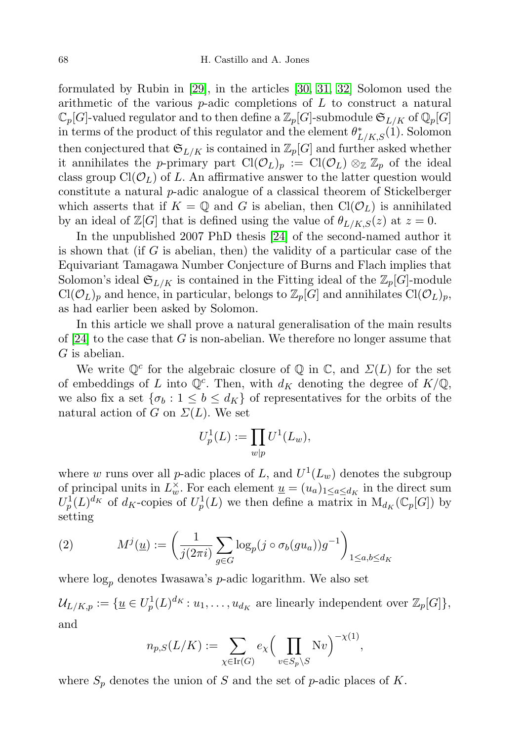formulated by Rubin in [29], in the articles [30, 31, 32] Solomon used the arithmetic of the various $p$-adic completions of $L$ to construct a natural $\mathbb{C}_p[G]$-valued regulator and to then define a $\mathbb{Z}_p[G]$-submodule $\mathfrak{S}_{L/K}$ of $\mathbb{Q}_p[G]$ in terms of the product of this regulator and the element $\theta^*_{L/K,S}(1)$. Solomon then conjectured that $\mathfrak{S}_{L/K}$ is contained in $\mathbb{Z}_p[G]$ and further asked whether it annihilates the $p$-primary part $\mathrm{Cl}(\mathcal{O}_L)_p := \mathrm{Cl}(\mathcal{O}_L) \otimes_{\mathbb{Z}} \mathbb{Z}_p$ of the ideal class group $\mathrm{Cl}(\mathcal{O}_L)$ of $L$. An affirmative answer to the latter question would constitute a natural $p$-adic analogue of a classical theorem of Stickelberger which asserts that if $K = \mathbb{Q}$ and $G$ is abelian, then $\mathrm{Cl}(\mathcal{O}_L)$ is annihilated by an ideal of $\mathbb{Z}[G]$ that is defined using the value of $\theta_{L/K,S}(z)$ at $z = 0$.

In the unpublished 2007 PhD thesis [24] of the second-named author it is shown that (if $G$ is abelian, then) the validity of a particular case of the Equivariant Tamagawa Number Conjecture of Burns and Flach implies that Solomon's ideal $\mathfrak{S}_{L/K}$ is contained in the Fitting ideal of the $\mathbb{Z}_p[G]$-module $\mathrm{Cl}(\mathcal{O}_L)_p$ and hence, in particular, belongs to $\mathbb{Z}_p[G]$ and annihilates $\mathrm{Cl}(\mathcal{O}_L)_p$, as had earlier been asked by Solomon.

In this article we shall prove a natural generalisation of the main results of [24] to the case that $G$ is non-abelian. We therefore no longer assume that $G$ is abelian.

We write $\mathbb{Q}^c$ for the algebraic closure of $\mathbb{Q}$ in $\mathbb{C}$, and $\Sigma(L)$ for the set of embeddings of $L$ into $\mathbb{Q}^c$. Then, with $d_K$ denoting the degree of $K/\mathbb{Q}$, we also fix a set $\{\sigma_b : 1 \leq b \leq d_K\}$ of representatives for the orbits of the natural action of $G$ on $\Sigma(L)$. We set

$$U^1_p(L) := \prod_{w|p} U^1(L_w),$$

where $w$ runs over all $p$-adic places of $L$, and $U^1(L_w)$ denotes the subgroup of principal units in $L_w^\times$. For each element $\underline{u} = (u_a)_{1\leq a\leq d_K}$ in the direct sum $U^1_p(L)^{d_K}$ of $d_K$-copies of $U^1_p(L)$ we then define a matrix in $\mathrm{M}_{d_K}(\mathbb{C}_p[G])$ by setting

$$M^j(\underline{u}) := \left( \frac{1}{j(2\pi i)} \sum_{g\in G} \log_p(j \circ \sigma_b(g u_a)) g^{-1} \right)_{1\leq a,b\leq d_K} \tag{2}$$

where $\log_p$ denotes Iwasawa's $p$-adic logarithm. We also set

$\mathcal{U}_{L/K,p} := \{\underline{u} \in U^1_p(L)^{d_K} : u_1, \ldots, u_{d_K}$ are linearly independent over $\mathbb{Z}_p[G]\}$,

and

$$n_{p,S}(L/K) := \sum_{\chi\in \mathrm{Ir}(G)} e_\chi \Big( \prod_{v\in S_p\setminus S} \mathrm{N}v \Big)^{-\chi(1)},$$

where $S_p$ denotes the union of $S$ and the set of $p$-adic places of $K$.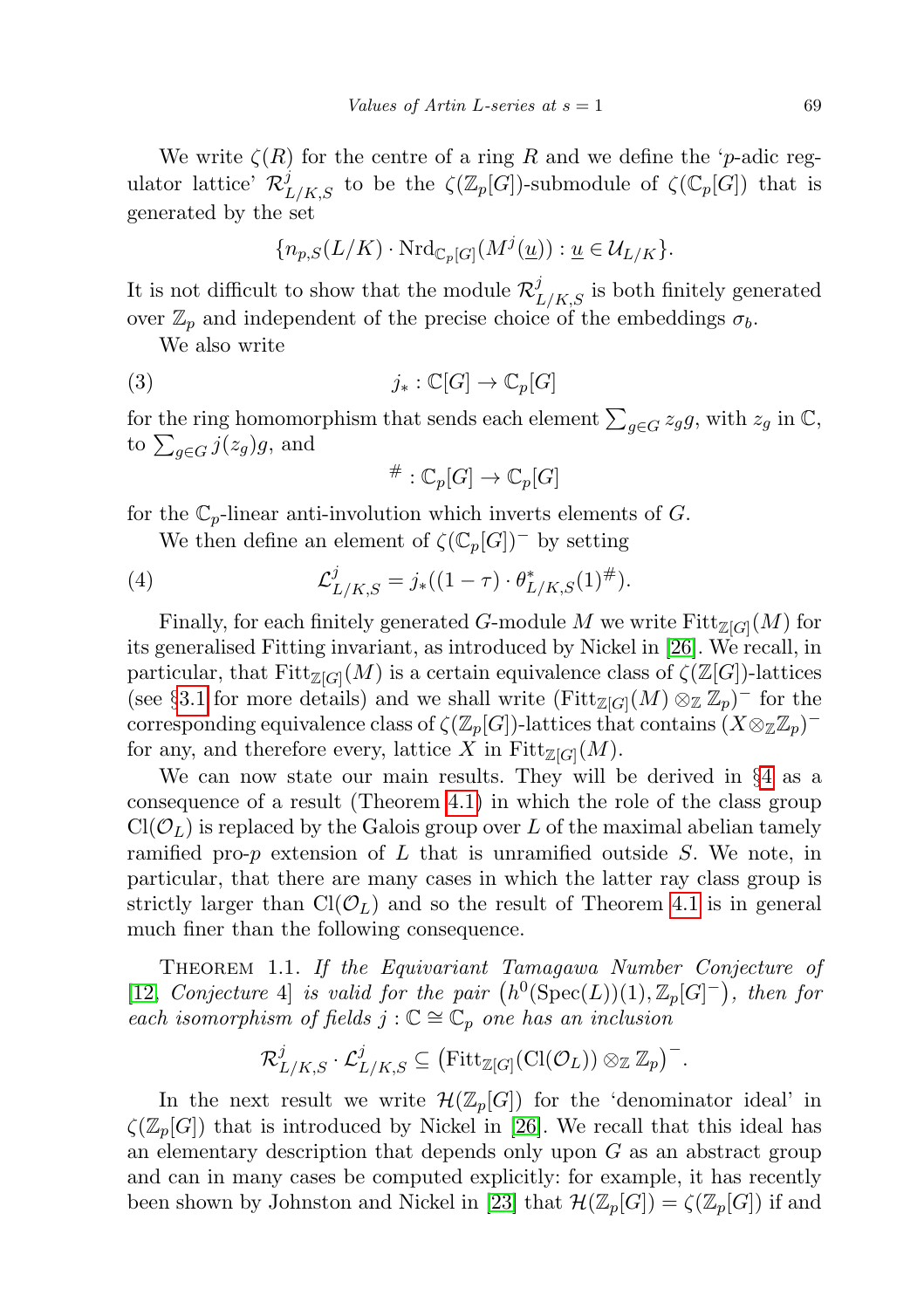We write $\zeta(R)$ for the centre of a ring $R$ and we define the '$p$-adic regulator lattice' $\mathcal{R}^j_{L/K,S}$ to be the $\zeta(\mathbb{Z}_p[G])$-submodule of $\zeta(\mathbb{C}_p[G])$ that is generated by the set

$$\{n_{p,S}(L/K) \cdot \mathrm{Nrd}_{\mathbb{C}_p[G]}(M^j(\underline{u})) : \underline{u} \in \mathcal{U}_{L/K}\}.$$

It is not difficult to show that the module $\mathcal{R}^j_{L/K,S}$ is both finitely generated over $\mathbb{Z}_p$ and independent of the precise choice of the embeddings $\sigma_b$.

We also write

$$j_* : \mathbb{C}[G] \to \mathbb{C}_p[G] \tag{3}$$

for the ring homomorphism that sends each element $\sum_{g\in G} z_g g$, with $z_g$ in $\mathbb{C}$, to $\sum_{g\in G} j(z_g) g$, and

$$^{\#} : \mathbb{C}_p[G] \to \mathbb{C}_p[G]$$

for the $\mathbb{C}_p$-linear anti-involution which inverts elements of $G$.

We then define an element of $\zeta(\mathbb{C}_p[G])^-$ by setting

$$\mathcal{L}^j_{L/K,S} = j_*((1-\tau) \cdot \theta^*_{L/K,S}(1)^{\#}). \tag{4}$$

Finally, for each finitely generated $G$-module $M$ we write $\mathrm{Fitt}_{\mathbb{Z}[G]}(M)$ for its generalised Fitting invariant, as introduced by Nickel in [26]. We recall, in particular, that $\mathrm{Fitt}_{\mathbb{Z}[G]}(M)$ is a certain equivalence class of $\zeta(\mathbb{Z}[G])$-lattices (see §3.1 for more details) and we shall write $(\mathrm{Fitt}_{\mathbb{Z}[G]}(M) \otimes_{\mathbb{Z}} \mathbb{Z}_p)^-$ for the corresponding equivalence class of $\zeta(\mathbb{Z}_p[G])$-lattices that contains $(X \otimes_{\mathbb{Z}} \mathbb{Z}_p)^-$ for any, and therefore every, lattice $X$ in $\mathrm{Fitt}_{\mathbb{Z}[G]}(M)$.

We can now state our main results. They will be derived in §4 as a consequence of a result (Theorem 4.1) in which the role of the class group $\mathrm{Cl}(\mathcal{O}_L)$ is replaced by the Galois group over $L$ of the maximal abelian tamely ramified pro-$p$ extension of $L$ that is unramified outside $S$. We note, in particular, that there are many cases in which the latter ray class group is strictly larger than $\mathrm{Cl}(\mathcal{O}_L)$ and so the result of Theorem 4.1 is in general much finer than the following consequence.

Theorem 1.1. *If the Equivariant Tamagawa Number Conjecture of [12, Conjecture 4] is valid for the pair $\big(h^0(\mathrm{Spec}(L))(1), \mathbb{Z}_p[G]^-\big)$, then for each isomorphism of fields $j : \mathbb{C} \cong \mathbb{C}_p$ one has an inclusion*

$$\mathcal{R}^j_{L/K,S} \cdot \mathcal{L}^j_{L/K,S} \subseteq \big(\mathrm{Fitt}_{\mathbb{Z}[G]}(\mathrm{Cl}(\mathcal{O}_L)) \otimes_{\mathbb{Z}} \mathbb{Z}_p\big)^-.$$

In the next result we write $\mathcal{H}(\mathbb{Z}_p[G])$ for the 'denominator ideal' in $\zeta(\mathbb{Z}_p[G])$ that is introduced by Nickel in [26]. We recall that this ideal has an elementary description that depends only upon $G$ as an abstract group and can in many cases be computed explicitly: for example, it has recently been shown by Johnston and Nickel in [23] that $\mathcal{H}(\mathbb{Z}_p[G]) = \zeta(\mathbb{Z}_p[G])$ if and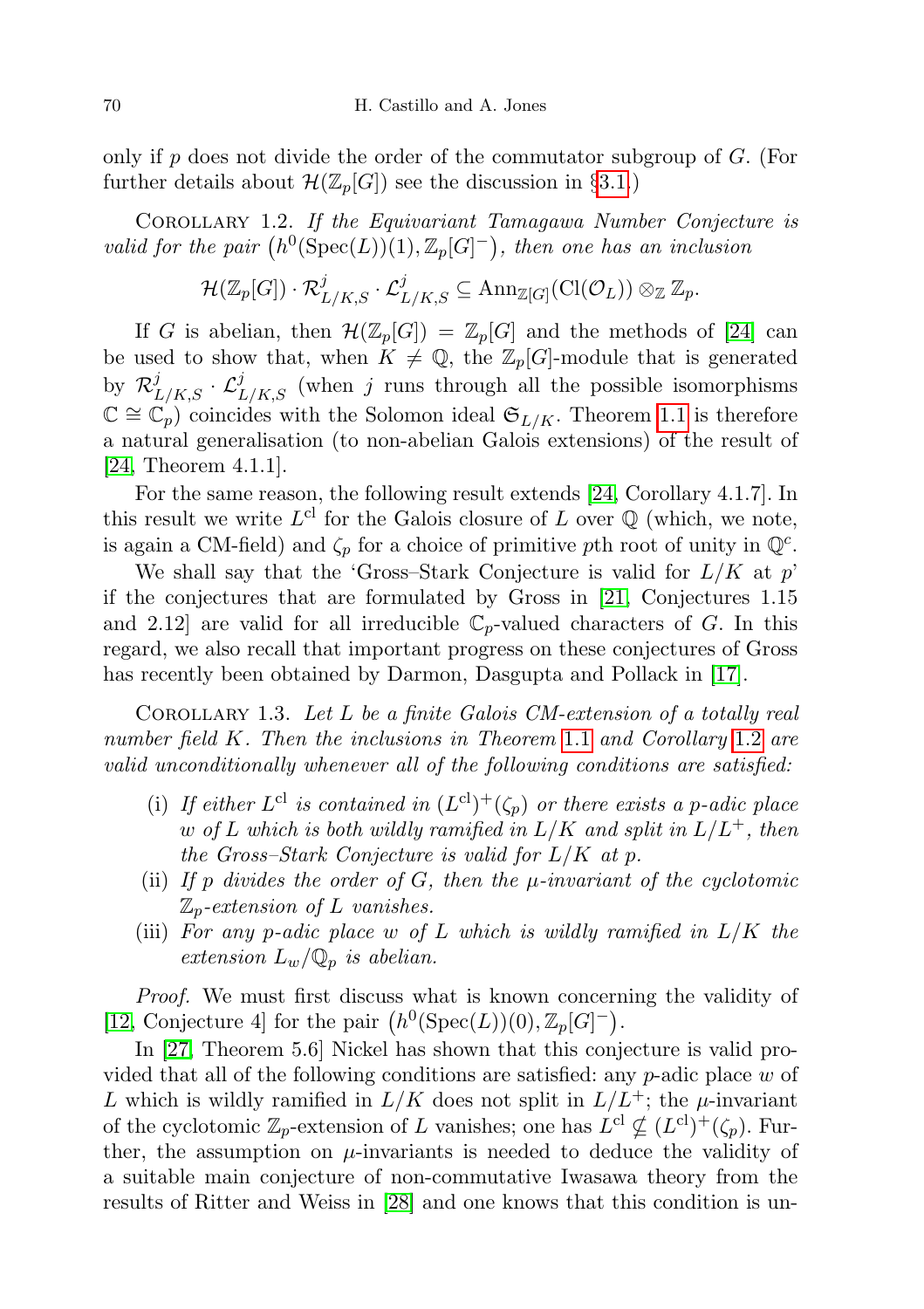only if $p$ does not divide the order of the commutator subgroup of $G$. (For further details about $\mathcal{H}(\mathbb{Z}_p[G])$ see the discussion in §3.1.)

Corollary 1.2. *If the Equivariant Tamagawa Number Conjecture is valid for the pair* $\big(h^0(\mathrm{Spec}(L))(1), \mathbb{Z}_p[G]^-\big)$*, then one has an inclusion*

$$\mathcal{H}(\mathbb{Z}_p[G]) \cdot \mathcal{R}^j_{L/K,S} \cdot \mathcal{L}^j_{L/K,S} \subseteq \mathrm{Ann}_{\mathbb{Z}[G]}(\mathrm{Cl}(\mathcal{O}_L)) \otimes_{\mathbb{Z}} \mathbb{Z}_p.$$

If $G$ is abelian, then $\mathcal{H}(\mathbb{Z}_p[G]) = \mathbb{Z}_p[G]$ and the methods of [24] can be used to show that, when $K \neq \mathbb{Q}$, the $\mathbb{Z}_p[G]$-module that is generated by $\mathcal{R}^j_{L/K,S} \cdot \mathcal{L}^j_{L/K,S}$ (when $j$ runs through all the possible isomorphisms $\mathbb{C} \cong \mathbb{C}_p$) coincides with the Solomon ideal $\mathfrak{S}_{L/K}$. Theorem 1.1 is therefore a natural generalisation (to non-abelian Galois extensions) of the result of [24, Theorem 4.1.1].

For the same reason, the following result extends [24, Corollary 4.1.7]. In this result we write $L^{\mathrm{cl}}$ for the Galois closure of $L$ over $\mathbb{Q}$ (which, we note, is again a CM-field) and $\zeta_p$ for a choice of primitive $p$th root of unity in $\mathbb{Q}^c$.

We shall say that the 'Gross–Stark Conjecture is valid for $L/K$ at $p$' if the conjectures that are formulated by Gross in [21, Conjectures 1.15 and 2.12] are valid for all irreducible $\mathbb{C}_p$-valued characters of $G$. In this regard, we also recall that important progress on these conjectures of Gross has recently been obtained by Darmon, Dasgupta and Pollack in [17].

Corollary 1.3. *Let $L$ be a finite Galois CM-extension of a totally real number field $K$. Then the inclusions in Theorem 1.1 and Corollary 1.2 are valid unconditionally whenever all of the following conditions are satisfied:*

- (i) *If either $L^{\mathrm{cl}}$ is contained in $(L^{\mathrm{cl}})^+(\zeta_p)$ or there exists a $p$-adic place $w$ of $L$ which is both wildly ramified in $L/K$ and split in $L/L^+$, then the Gross–Stark Conjecture is valid for $L/K$ at $p$.*
- (ii) *If $p$ divides the order of $G$, then the $\mu$-invariant of the cyclotomic $\mathbb{Z}_p$-extension of $L$ vanishes.*
- (iii) *For any $p$-adic place $w$ of $L$ which is wildly ramified in $L/K$ the extension $L_w/\mathbb{Q}_p$ is abelian.*

*Proof.* We must first discuss what is known concerning the validity of [12, Conjecture 4] for the pair $\big(h^0(\mathrm{Spec}(L))(0), \mathbb{Z}_p[G]^-\big)$.

In [27, Theorem 5.6] Nickel has shown that this conjecture is valid provided that all of the following conditions are satisfied: any $p$-adic place $w$ of $L$ which is wildly ramified in $L/K$ does not split in $L/L^+$; the $\mu$-invariant of the cyclotomic $\mathbb{Z}_p$-extension of $L$ vanishes; one has $L^{\mathrm{cl}} \not\subseteq (L^{\mathrm{cl}})^+(\zeta_p)$. Further, the assumption on $\mu$-invariants is needed to deduce the validity of a suitable main conjecture of non-commutative Iwasawa theory from the results of Ritter and Weiss in [28] and one knows that this condition is un-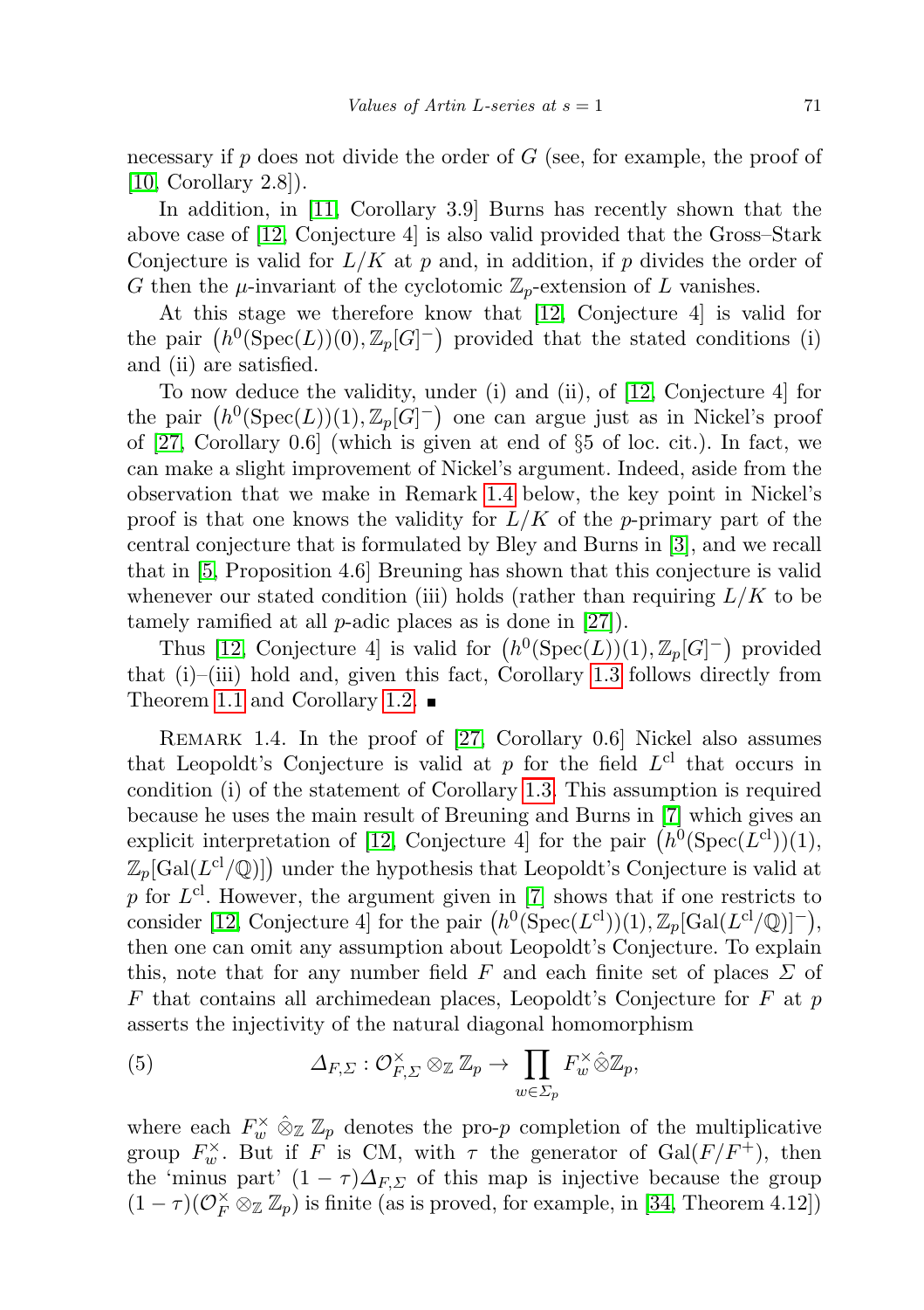necessary if $p$ does not divide the order of $G$ (see, for example, the proof of [10, Corollary 2.8]).

In addition, in [11, Corollary 3.9] Burns has recently shown that the above case of [12, Conjecture 4] is also valid provided that the Gross–Stark Conjecture is valid for $L/K$ at $p$ and, in addition, if $p$ divides the order of $G$ then the $\mu$-invariant of the cyclotomic $\mathbb{Z}_p$-extension of $L$ vanishes.

At this stage we therefore know that [12, Conjecture 4] is valid for the pair $\big(h^0(\mathrm{Spec}(L))(0), \mathbb{Z}_p[G]^-\big)$ provided that the stated conditions (i) and (ii) are satisfied.

To now deduce the validity, under (i) and (ii), of [12, Conjecture 4] for the pair $\big(h^0(\mathrm{Spec}(L))(1), \mathbb{Z}_p[G]^-\big)$ one can argue just as in Nickel's proof of [27, Corollary 0.6] (which is given at end of §5 of loc. cit.). In fact, we can make a slight improvement of Nickel's argument. Indeed, aside from the observation that we make in Remark 1.4 below, the key point in Nickel's proof is that one knows the validity for $L/K$ of the $p$-primary part of the central conjecture that is formulated by Bley and Burns in [3], and we recall that in [5, Proposition 4.6] Breuning has shown that this conjecture is valid whenever our stated condition (iii) holds (rather than requiring $L/K$ to be tamely ramified at all $p$-adic places as is done in [27]).

Thus [12, Conjecture 4] is valid for $\big(h^0(\mathrm{Spec}(L))(1), \mathbb{Z}_p[G]^-\big)$ provided that (i)–(iii) hold and, given this fact, Corollary 1.3 follows directly from Theorem 1.1 and Corollary 1.2. ∎

Remark 1.4. In the proof of [27, Corollary 0.6] Nickel also assumes that Leopoldt's Conjecture is valid at $p$ for the field $L^{\mathrm{cl}}$ that occurs in condition (i) of the statement of Corollary 1.3. This assumption is required because he uses the main result of Breuning and Burns in [7] which gives an explicit interpretation of [12, Conjecture 4] for the pair $\big(h^0(\mathrm{Spec}(L^{\mathrm{cl}}))(1), \mathbb{Z}_p[\mathrm{Gal}(L^{\mathrm{cl}}/\mathbb{Q})]\big)$ under the hypothesis that Leopoldt's Conjecture is valid at $p$ for $L^{\mathrm{cl}}$. However, the argument given in [7] shows that if one restricts to consider [12, Conjecture 4] for the pair $\big(h^0(\mathrm{Spec}(L^{\mathrm{cl}}))(1), \mathbb{Z}_p[\mathrm{Gal}(L^{\mathrm{cl}}/\mathbb{Q})]^-\big)$, then one can omit any assumption about Leopoldt's Conjecture. To explain this, note that for any number field $F$ and each finite set of places $\Sigma$ of $F$ that contains all archimedean places, Leopoldt's Conjecture for $F$ at $p$ asserts the injectivity of the natural diagonal homomorphism

$$\Delta_{F,\Sigma} : \mathcal{O}_{F,\Sigma}^\times \otimes_{\mathbb{Z}} \mathbb{Z}_p \to \prod_{w \in \Sigma_p} F_w^\times \hat{\otimes} \mathbb{Z}_p, \tag{5}$$

where each $F_w^\times \hat{\otimes}_{\mathbb{Z}} \mathbb{Z}_p$ denotes the pro-$p$ completion of the multiplicative group $F_w^\times$. But if $F$ is CM, with $\tau$ the generator of $\mathrm{Gal}(F/F^+)$, then the 'minus part' $(1-\tau)\Delta_{F,\Sigma}$ of this map is injective because the group $(1-\tau)(\mathcal{O}_F^\times \otimes_{\mathbb{Z}} \mathbb{Z}_p)$ is finite (as is proved, for example, in [34, Theorem 4.12])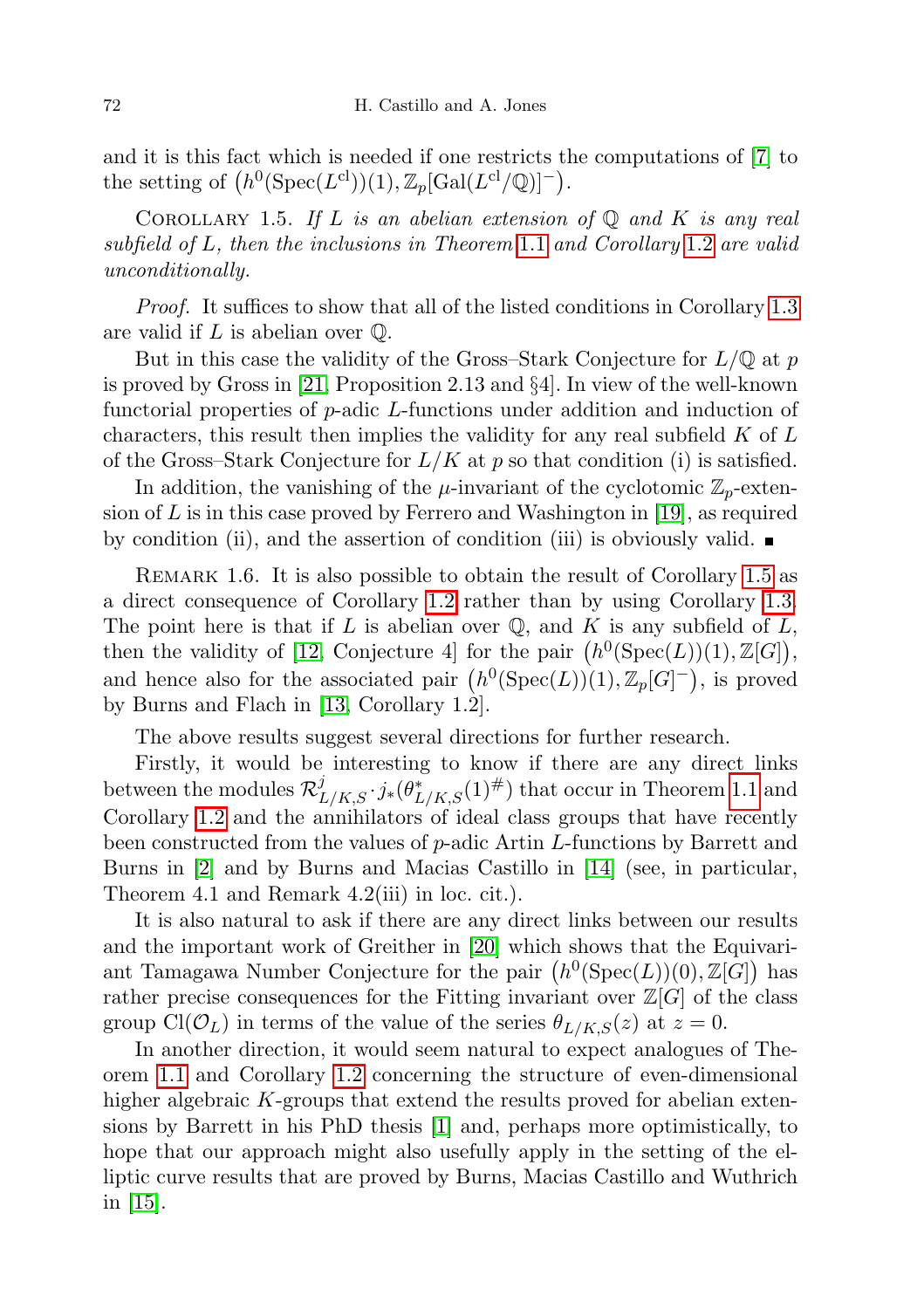and it is this fact which is needed if one restricts the computations of [7] to the setting of $\big(h^0(\mathrm{Spec}(L^{\mathrm{cl}}))(1), \mathbb{Z}_p[\mathrm{Gal}(L^{\mathrm{cl}}/\mathbb{Q})]^-\big)$.

Corollary 1.5. *If $L$ is an abelian extension of $\mathbb{Q}$ and $K$ is any real subfield of $L$, then the inclusions in Theorem 1.1 and Corollary 1.2 are valid unconditionally.*

*Proof.* It suffices to show that all of the listed conditions in Corollary 1.3 are valid if $L$ is abelian over $\mathbb{Q}$.

But in this case the validity of the Gross–Stark Conjecture for $L/\mathbb{Q}$ at $p$ is proved by Gross in [21, Proposition 2.13 and §4]. In view of the well-known functorial properties of $p$-adic $L$-functions under addition and induction of characters, this result then implies the validity for any real subfield $K$ of $L$ of the Gross–Stark Conjecture for $L/K$ at $p$ so that condition (i) is satisfied.

In addition, the vanishing of the $\mu$-invariant of the cyclotomic $\mathbb{Z}_p$-extension of $L$ is in this case proved by Ferrero and Washington in [19], as required by condition (ii), and the assertion of condition (iii) is obviously valid. ∎

Remark 1.6. It is also possible to obtain the result of Corollary 1.5 as a direct consequence of Corollary 1.2 rather than by using Corollary 1.3. The point here is that if $L$ is abelian over $\mathbb{Q}$, and $K$ is any subfield of $L$, then the validity of [12, Conjecture 4] for the pair $\big(h^0(\mathrm{Spec}(L))(1), \mathbb{Z}[G]\big)$, and hence also for the associated pair $\big(h^0(\mathrm{Spec}(L))(1), \mathbb{Z}_p[G]^-\big)$, is proved by Burns and Flach in [13, Corollary 1.2].

The above results suggest several directions for further research.

Firstly, it would be interesting to know if there are any direct links between the modules $\mathcal{R}^j_{L/K,S} \cdot j_*(\theta^*_{L/K,S}(1)^{\#})$ that occur in Theorem 1.1 and Corollary 1.2 and the annihilators of ideal class groups that have recently been constructed from the values of $p$-adic Artin $L$-functions by Barrett and Burns in [2] and by Burns and Macias Castillo in [14] (see, in particular, Theorem 4.1 and Remark 4.2(iii) in loc. cit.).

It is also natural to ask if there are any direct links between our results and the important work of Greither in [20] which shows that the Equivariant Tamagawa Number Conjecture for the pair $\big(h^0(\mathrm{Spec}(L))(0), \mathbb{Z}[G]\big)$ has rather precise consequences for the Fitting invariant over $\mathbb{Z}[G]$ of the class group $\mathrm{Cl}(\mathcal{O}_L)$ in terms of the value of the series $\theta_{L/K,S}(z)$ at $z = 0$.

In another direction, it would seem natural to expect analogues of Theorem 1.1 and Corollary 1.2 concerning the structure of even-dimensional higher algebraic $K$-groups that extend the results proved for abelian extensions by Barrett in his PhD thesis [1] and, perhaps more optimistically, to hope that our approach might also usefully apply in the setting of the elliptic curve results that are proved by Burns, Macias Castillo and Wuthrich in [15].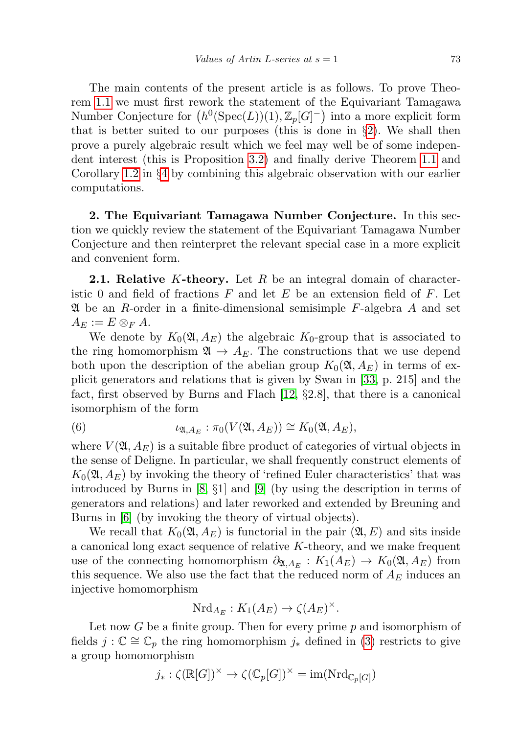The main contents of the present article is as follows. To prove Theorem 1.1 we must first rework the statement of the Equivariant Tamagawa Number Conjecture for $\big(h^0(\mathrm{Spec}(L))(1), \mathbb{Z}_p[G]^-\big)$ into a more explicit form that is better suited to our purposes (this is done in §2). We shall then prove a purely algebraic result which we feel may well be of some independent interest (this is Proposition 3.2) and finally derive Theorem 1.1 and Corollary 1.2 in §4 by combining this algebraic observation with our earlier computations.

**2. The Equivariant Tamagawa Number Conjecture.** In this section we quickly review the statement of the Equivariant Tamagawa Number Conjecture and then reinterpret the relevant special case in a more explicit and convenient form.

**2.1. Relative $K$-theory.** Let $R$ be an integral domain of characteristic 0 and field of fractions $F$ and let $E$ be an extension field of $F$. Let $\mathfrak{A}$ be an $R$-order in a finite-dimensional semisimple $F$-algebra $A$ and set $A_E := E \otimes_F A$.

We denote by $K_0(\mathfrak{A}, A_E)$ the algebraic $K_0$-group that is associated to the ring homomorphism $\mathfrak{A} \to A_E$. The constructions that we use depend both upon the description of the abelian group $K_0(\mathfrak{A}, A_E)$ in terms of explicit generators and relations that is given by Swan in [33, p. 215] and the fact, first observed by Burns and Flach [12, §2.8], that there is a canonical isomorphism of the form

$$\iota_{\mathfrak{A},A_E} : \pi_0(V(\mathfrak{A}, A_E)) \cong K_0(\mathfrak{A}, A_E), \tag{6}$$

where $V(\mathfrak{A}, A_E)$ is a suitable fibre product of categories of virtual objects in the sense of Deligne. In particular, we shall frequently construct elements of $K_0(\mathfrak{A}, A_E)$ by invoking the theory of 'refined Euler characteristics' that was introduced by Burns in [8, §1] and [9] (by using the description in terms of generators and relations) and later reworked and extended by Breuning and Burns in [6] (by invoking the theory of virtual objects).

We recall that $K_0(\mathfrak{A}, A_E)$ is functorial in the pair $(\mathfrak{A}, E)$ and sits inside a canonical long exact sequence of relative $K$-theory, and we make frequent use of the connecting homomorphism $\partial_{\mathfrak{A},A_E} : K_1(A_E) \to K_0(\mathfrak{A}, A_E)$ from this sequence. We also use the fact that the reduced norm of $A_E$ induces an injective homomorphism

$$\mathrm{Nrd}_{A_E} : K_1(A_E) \to \zeta(A_E)^\times.$$

Let now $G$ be a finite group. Then for every prime $p$ and isomorphism of fields $j : \mathbb{C} \cong \mathbb{C}_p$ the ring homomorphism $j_*$ defined in (3) restricts to give a group homomorphism

$$j_* : \zeta(\mathbb{R}[G])^\times \to \zeta(\mathbb{C}_p[G])^\times = \mathrm{im}(\mathrm{Nrd}_{\mathbb{C}_p[G]})$$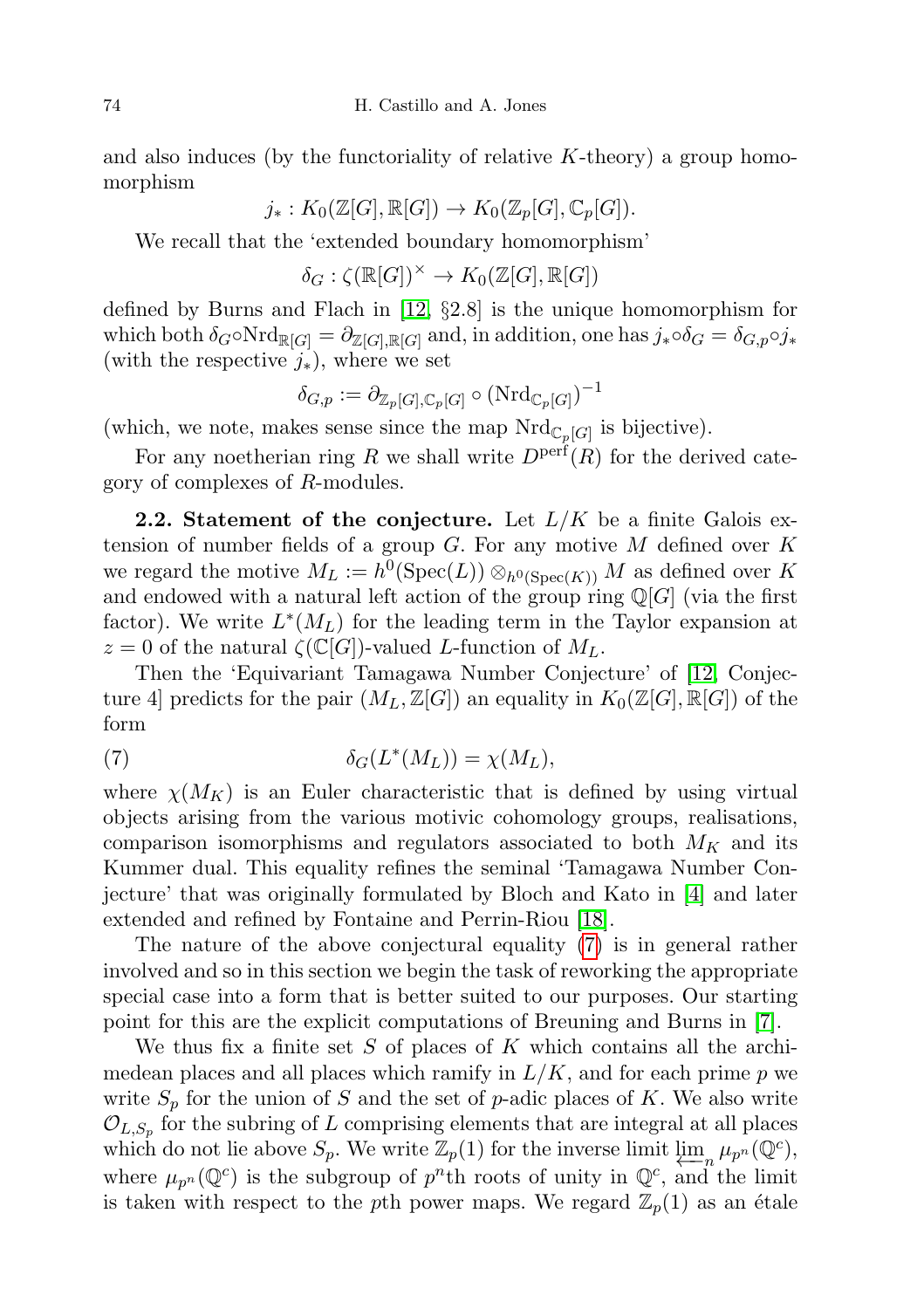and also induces (by the functoriality of relative $K$-theory) a group homomorphism

$$j_* : K_0(\mathbb{Z}[G], \mathbb{R}[G]) \to K_0(\mathbb{Z}_p[G], \mathbb{C}_p[G]).$$

We recall that the 'extended boundary homomorphism'

$$\delta_G : \zeta(\mathbb{R}[G])^\times \to K_0(\mathbb{Z}[G], \mathbb{R}[G])$$

defined by Burns and Flach in [12, §2.8] is the unique homomorphism for which both $\delta_G \circ \mathrm{Nrd}_{\mathbb{R}[G]} = \partial_{\mathbb{Z}[G],\mathbb{R}[G]}$ and, in addition, one has $j_* \circ \delta_G = \delta_{G,p} \circ j_*$ (with the respective $j_*$), where we set

$$\delta_{G,p} := \partial_{\mathbb{Z}_p[G],\mathbb{C}_p[G]} \circ (\mathrm{Nrd}_{\mathbb{C}_p[G]})^{-1}$$

(which, we note, makes sense since the map $\mathrm{Nrd}_{\mathbb{C}_p[G]}$ is bijective).

For any noetherian ring $R$ we shall write $D^{\mathrm{perf}}(R)$ for the derived category of complexes of $R$-modules.

**2.2. Statement of the conjecture.** Let $L/K$ be a finite Galois extension of number fields of a group $G$. For any motive $M$ defined over $K$ we regard the motive $M_L := h^0(\mathrm{Spec}(L)) \otimes_{h^0(\mathrm{Spec}(K))} M$ as defined over $K$ and endowed with a natural left action of the group ring $\mathbb{Q}[G]$ (via the first factor). We write $L^*(M_L)$ for the leading term in the Taylor expansion at $z = 0$ of the natural $\zeta(\mathbb{C}[G])$-valued $L$-function of $M_L$.

Then the 'Equivariant Tamagawa Number Conjecture' of [12, Conjecture 4] predicts for the pair $(M_L, \mathbb{Z}[G])$ an equality in $K_0(\mathbb{Z}[G], \mathbb{R}[G])$ of the form

$$\delta_G(L^*(M_L)) = \chi(M_L), \tag{7}$$

where $\chi(M_K)$ is an Euler characteristic that is defined by using virtual objects arising from the various motivic cohomology groups, realisations, comparison isomorphisms and regulators associated to both $M_K$ and its Kummer dual. This equality refines the seminal 'Tamagawa Number Conjecture' that was originally formulated by Bloch and Kato in [4] and later extended and refined by Fontaine and Perrin-Riou [18].

The nature of the above conjectural equality (7) is in general rather involved and so in this section we begin the task of reworking the appropriate special case into a form that is better suited to our purposes. Our starting point for this are the explicit computations of Breuning and Burns in [7].

We thus fix a finite set $S$ of places of $K$ which contains all the archimedean places and all places which ramify in $L/K$, and for each prime $p$ we write $S_p$ for the union of $S$ and the set of $p$-adic places of $K$. We also write $\mathcal{O}_{L,S_p}$ for the subring of $L$ comprising elements that are integral at all places which do not lie above $S_p$. We write $\mathbb{Z}_p(1)$ for the inverse limit $\varprojlim_n \mu_{p^n}(\mathbb{Q}^c)$, where $\mu_{p^n}(\mathbb{Q}^c)$ is the subgroup of $p^n$th roots of unity in $\mathbb{Q}^c$, and the limit is taken with respect to the $p$th power maps. We regard $\mathbb{Z}_p(1)$ as an étale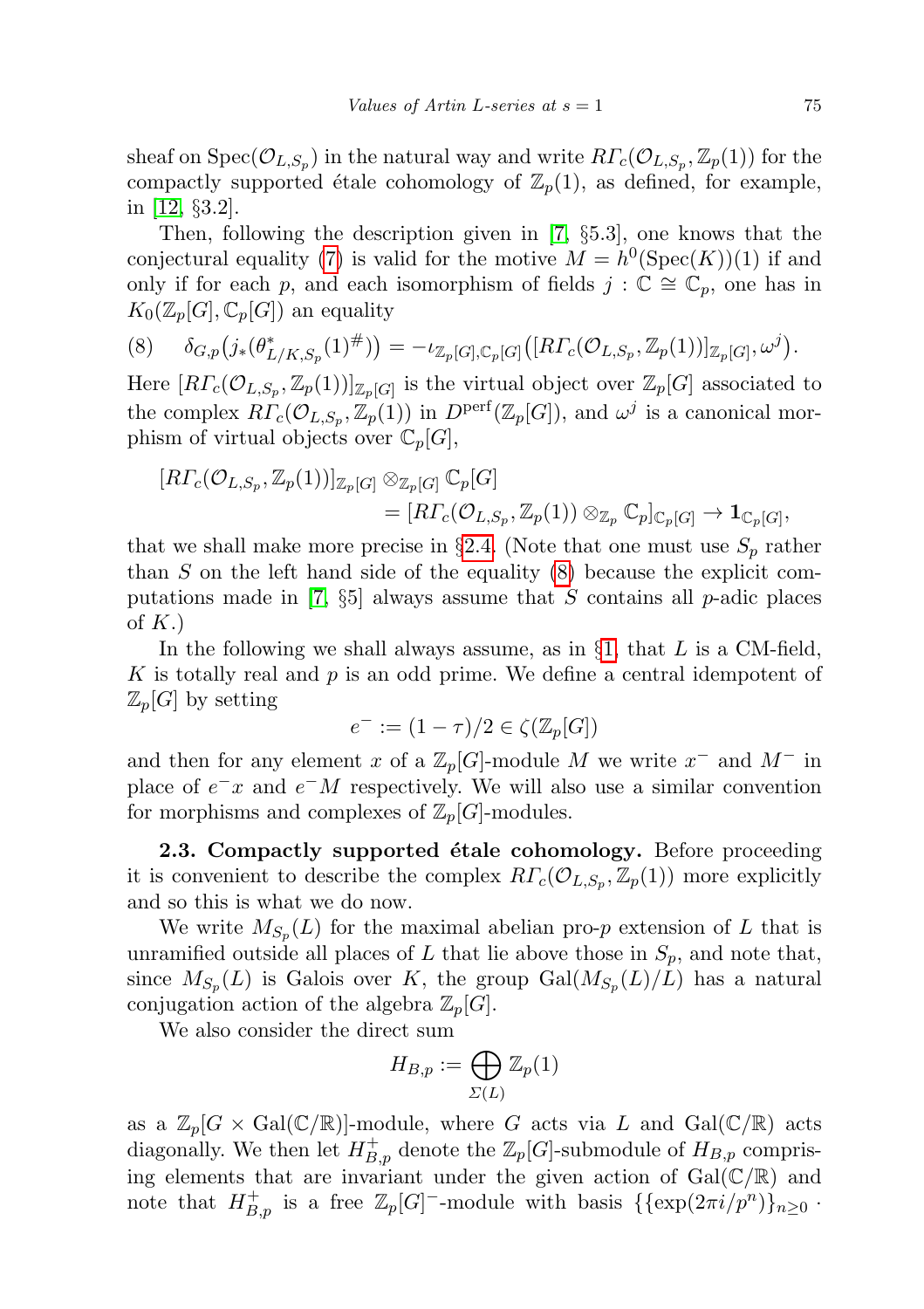sheaf on $\mathrm{Spec}(\mathcal{O}_{L,S_p})$ in the natural way and write $R\Gamma_c(\mathcal{O}_{L,S_p}, \mathbb{Z}_p(1))$ for the compactly supported étale cohomology of $\mathbb{Z}_p(1)$, as defined, for example, in [12, §3.2].

Then, following the description given in [7, §5.3], one knows that the conjectural equality (7) is valid for the motive $M = h^0(\mathrm{Spec}(K))(1)$ if and only if for each $p$, and each isomorphism of fields $j : \mathbb{C} \cong \mathbb{C}_p$, one has in $K_0(\mathbb{Z}_p[G], \mathbb{C}_p[G])$ an equality

$$\delta_{G,p}\big(j_*(\theta^*_{L/K,S_p}(1)^\#)\big) = -\iota_{\mathbb{Z}_p[G],\mathbb{C}_p[G]}\big([R\Gamma_c(\mathcal{O}_{L,S_p}, \mathbb{Z}_p(1))]_{\mathbb{Z}_p[G]}, \omega^j\big). \tag{8}$$

Here $[R\Gamma_c(\mathcal{O}_{L,S_p}, \mathbb{Z}_p(1))]_{\mathbb{Z}_p[G]}$ is the virtual object over $\mathbb{Z}_p[G]$ associated to the complex $R\Gamma_c(\mathcal{O}_{L,S_p}, \mathbb{Z}_p(1))$ in $D^{\mathrm{perf}}(\mathbb{Z}_p[G])$, and $\omega^j$ is a canonical morphism of virtual objects over $\mathbb{C}_p[G]$,

$$\begin{aligned}[R\Gamma_c(\mathcal{O}_{L,S_p}, \mathbb{Z}_p(1))]_{\mathbb{Z}_p[G]} &\otimes_{\mathbb{Z}_p[G]} \mathbb{C}_p[G] \\ &= [R\Gamma_c(\mathcal{O}_{L,S_p}, \mathbb{Z}_p(1)) \otimes_{\mathbb{Z}_p} \mathbb{C}_p]_{\mathbb{C}_p[G]} \to \mathbf{1}_{\mathbb{C}_p[G]},\end{aligned}$$

that we shall make more precise in §2.4. (Note that one must use $S_p$ rather than $S$ on the left hand side of the equality (8) because the explicit computations made in [7, §5] always assume that $S$ contains all $p$-adic places of $K$.)

In the following we shall always assume, as in §1, that $L$ is a CM-field, $K$ is totally real and $p$ is an odd prime. We define a central idempotent of $\mathbb{Z}_p[G]$ by setting

$$e^- := (1-\tau)/2 \in \zeta(\mathbb{Z}_p[G])$$

and then for any element $x$ of a $\mathbb{Z}_p[G]$-module $M$ we write $x^-$ and $M^-$ in place of $e^-x$ and $e^-M$ respectively. We will also use a similar convention for morphisms and complexes of $\mathbb{Z}_p[G]$-modules.

**2.3. Compactly supported étale cohomology.** Before proceeding it is convenient to describe the complex $R\Gamma_c(\mathcal{O}_{L,S_p}, \mathbb{Z}_p(1))$ more explicitly and so this is what we do now.

We write $M_{S_p}(L)$ for the maximal abelian pro-$p$ extension of $L$ that is unramified outside all places of $L$ that lie above those in $S_p$, and note that, since $M_{S_p}(L)$ is Galois over $K$, the group $\mathrm{Gal}(M_{S_p}(L)/L)$ has a natural conjugation action of the algebra $\mathbb{Z}_p[G]$.

We also consider the direct sum

$$H_{B,p} := \bigoplus_{\Sigma(L)} \mathbb{Z}_p(1)$$

as a $\mathbb{Z}_p[G \times \mathrm{Gal}(\mathbb{C}/\mathbb{R})]$-module, where $G$ acts via $L$ and $\mathrm{Gal}(\mathbb{C}/\mathbb{R})$ acts diagonally. We then let $H^+_{B,p}$ denote the $\mathbb{Z}_p[G]$-submodule of $H_{B,p}$ comprising elements that are invariant under the given action of $\mathrm{Gal}(\mathbb{C}/\mathbb{R})$ and note that $H^+_{B,p}$ is a free $\mathbb{Z}_p[G]^-$-module with basis $\{\{\exp(2\pi i/p^n)\}_{n\geq 0} \cdot$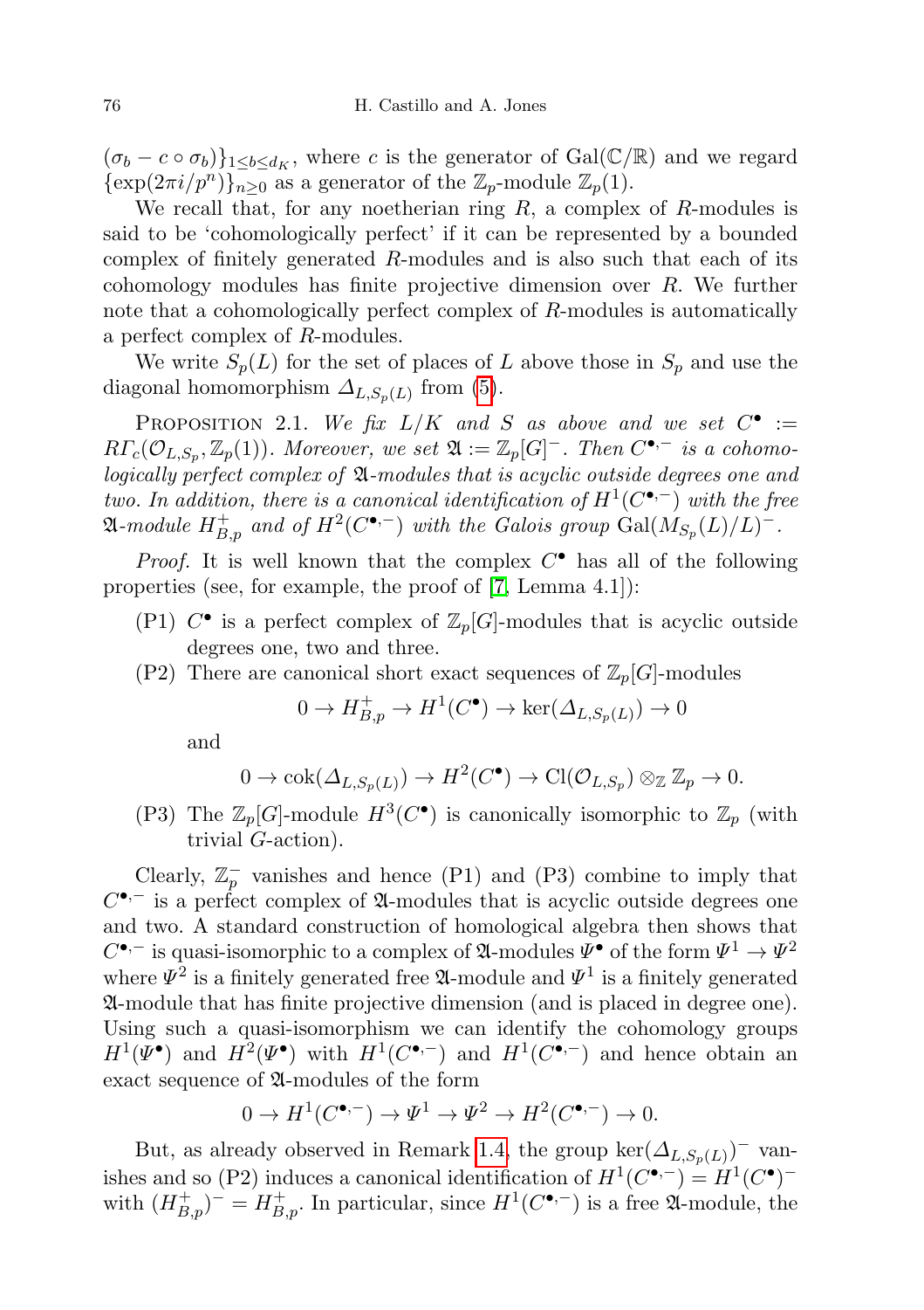$(\sigma_b - c \circ \sigma_b)\}_{1 \le b \le d_K}$, where $c$ is the generator of $\mathrm{Gal}(\mathbb{C}/\mathbb{R})$ and we regard $\{\exp(2\pi i/p^n)\}_{n \ge 0}$ as a generator of the $\mathbb{Z}_p$-module $\mathbb{Z}_p(1)$.

We recall that, for any noetherian ring $R$, a complex of $R$-modules is said to be 'cohomologically perfect' if it can be represented by a bounded complex of finitely generated $R$-modules and is also such that each of its cohomology modules has finite projective dimension over $R$. We further note that a cohomologically perfect complex of $R$-modules is automatically a perfect complex of $R$-modules.

We write $S_p(L)$ for the set of places of $L$ above those in $S_p$ and use the diagonal homomorphism $\Delta_{L,S_p(L)}$ from (5).

Proposition 2.1. *We fix $L/K$ and $S$ as above and we set $C^\bullet := R\Gamma_c(\mathcal{O}_{L,S_p}, \mathbb{Z}_p(1))$. Moreover, we set $\mathfrak{A} := \mathbb{Z}_p[G]^-$. Then $C^{\bullet,-}$ is a cohomologically perfect complex of $\mathfrak{A}$-modules that is acyclic outside degrees one and two. In addition, there is a canonical identification of $H^1(C^{\bullet,-})$ with the free $\mathfrak{A}$-module $H^+_{B,p}$ and of $H^2(C^{\bullet,-})$ with the Galois group $\mathrm{Gal}(M_{S_p}(L)/L)^-$.*

*Proof.* It is well known that the complex $C^\bullet$ has all of the following properties (see, for example, the proof of [7, Lemma 4.1]):

(P1) $C^\bullet$ is a perfect complex of $\mathbb{Z}_p[G]$-modules that is acyclic outside degrees one, two and three.

(P2) There are canonical short exact sequences of $\mathbb{Z}_p[G]$-modules

$$0 \to H^+_{B,p} \to H^1(C^\bullet) \to \ker(\Delta_{L,S_p(L)}) \to 0$$

and

$$0 \to \mathrm{cok}(\Delta_{L,S_p(L)}) \to H^2(C^\bullet) \to \mathrm{Cl}(\mathcal{O}_{L,S_p}) \otimes_{\mathbb{Z}} \mathbb{Z}_p \to 0.$$

(P3) The $\mathbb{Z}_p[G]$-module $H^3(C^\bullet)$ is canonically isomorphic to $\mathbb{Z}_p$ (with trivial $G$-action).

Clearly, $\mathbb{Z}_p^-$ vanishes and hence (P1) and (P3) combine to imply that $C^{\bullet,-}$ is a perfect complex of $\mathfrak{A}$-modules that is acyclic outside degrees one and two. A standard construction of homological algebra then shows that $C^{\bullet,-}$ is quasi-isomorphic to a complex of $\mathfrak{A}$-modules $\Psi^\bullet$ of the form $\Psi^1 \to \Psi^2$ where $\Psi^2$ is a finitely generated free $\mathfrak{A}$-module and $\Psi^1$ is a finitely generated $\mathfrak{A}$-module that has finite projective dimension (and is placed in degree one). Using such a quasi-isomorphism we can identify the cohomology groups $H^1(\Psi^\bullet)$ and $H^2(\Psi^\bullet)$ with $H^1(C^{\bullet,-})$ and $H^1(C^{\bullet,-})$ and hence obtain an exact sequence of $\mathfrak{A}$-modules of the form

$$0 \to H^1(C^{\bullet,-}) \to \Psi^1 \to \Psi^2 \to H^2(C^{\bullet,-}) \to 0.$$

But, as already observed in Remark 1.4, the group $\ker(\Delta_{L,S_p(L)})^-$ vanishes and so (P2) induces a canonical identification of $H^1(C^{\bullet,-}) = H^1(C^\bullet)^-$ with $(H^+_{B,p})^- = H^+_{B,p}$. In particular, since $H^1(C^{\bullet,-})$ is a free $\mathfrak{A}$-module, the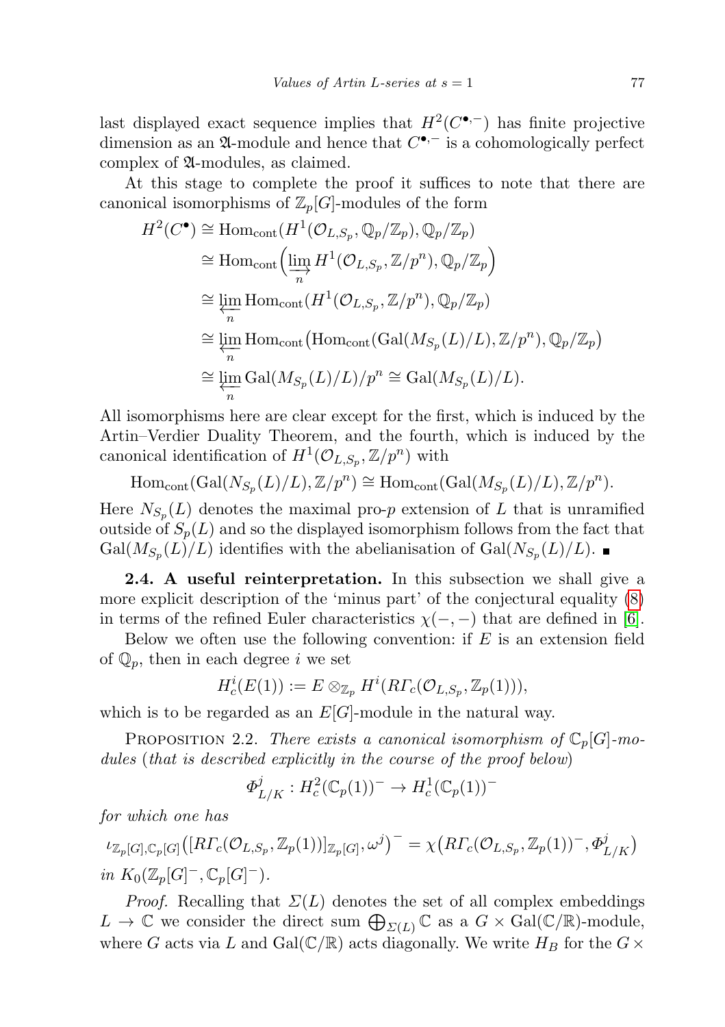last displayed exact sequence implies that $H^2(C^{\bullet,-})$ has finite projective dimension as an $\mathfrak{A}$-module and hence that $C^{\bullet,-}$ is a cohomologically perfect complex of $\mathfrak{A}$-modules, as claimed.

At this stage to complete the proof it suffices to note that there are canonical isomorphisms of $\mathbb{Z}_p[G]$-modules of the form

$$\begin{aligned}
H^2(C^\bullet) &\cong \mathrm{Hom}_{\mathrm{cont}}(H^1(\mathcal{O}_{L,S_p}, \mathbb{Q}_p/\mathbb{Z}_p), \mathbb{Q}_p/\mathbb{Z}_p) \\
&\cong \mathrm{Hom}_{\mathrm{cont}}\Big(\varinjlim_n H^1(\mathcal{O}_{L,S_p}, \mathbb{Z}/p^n), \mathbb{Q}_p/\mathbb{Z}_p\Big) \\
&\cong \varprojlim_n \mathrm{Hom}_{\mathrm{cont}}(H^1(\mathcal{O}_{L,S_p}, \mathbb{Z}/p^n), \mathbb{Q}_p/\mathbb{Z}_p) \\
&\cong \varprojlim_n \mathrm{Hom}_{\mathrm{cont}}\big(\mathrm{Hom}_{\mathrm{cont}}(\mathrm{Gal}(M_{S_p}(L)/L), \mathbb{Z}/p^n), \mathbb{Q}_p/\mathbb{Z}_p\big) \\
&\cong \varprojlim_n \mathrm{Gal}(M_{S_p}(L)/L)/p^n \cong \mathrm{Gal}(M_{S_p}(L)/L).
\end{aligned}$$

All isomorphisms here are clear except for the first, which is induced by the Artin–Verdier Duality Theorem, and the fourth, which is induced by the canonical identification of $H^1(\mathcal{O}_{L,S_p}, \mathbb{Z}/p^n)$ with

$$\mathrm{Hom}_{\mathrm{cont}}(\mathrm{Gal}(N_{S_p}(L)/L), \mathbb{Z}/p^n) \cong \mathrm{Hom}_{\mathrm{cont}}(\mathrm{Gal}(M_{S_p}(L)/L), \mathbb{Z}/p^n).$$

Here $N_{S_p}(L)$ denotes the maximal pro-$p$ extension of $L$ that is unramified outside of $S_p(L)$ and so the displayed isomorphism follows from the fact that $\mathrm{Gal}(M_{S_p}(L)/L)$ identifies with the abelianisation of $\mathrm{Gal}(N_{S_p}(L)/L)$. ∎

**2.4. A useful reinterpretation.** In this subsection we shall give a more explicit description of the 'minus part' of the conjectural equality (8) in terms of the refined Euler characteristics $\chi(-,-)$ that are defined in [6].

Below we often use the following convention: if $E$ is an extension field of $\mathbb{Q}_p$, then in each degree $i$ we set

$$H^i_c(E(1)) := E \otimes_{\mathbb{Z}_p} H^i(R\Gamma_c(\mathcal{O}_{L,S_p}, \mathbb{Z}_p(1))),$$

which is to be regarded as an $E[G]$-module in the natural way.

Proposition 2.2. *There exists a canonical isomorphism of $\mathbb{C}_p[G]$-modules* (*that is described explicitly in the course of the proof below*)

$$\Phi^j_{L/K} : H^2_c(\mathbb{C}_p(1))^- \to H^1_c(\mathbb{C}_p(1))^-$$

*for which one has*

$$\iota_{\mathbb{Z}_p[G],\mathbb{C}_p[G]}\big([R\Gamma_c(\mathcal{O}_{L,S_p}, \mathbb{Z}_p(1))]_{\mathbb{Z}_p[G]}, \omega^j\big)^- = \chi\big(R\Gamma_c(\mathcal{O}_{L,S_p}, \mathbb{Z}_p(1))^-, \Phi^j_{L/K}\big)$$

*in $K_0(\mathbb{Z}_p[G]^-, \mathbb{C}_p[G]^-)$.*

*Proof.* Recalling that $\Sigma(L)$ denotes the set of all complex embeddings $L \to \mathbb{C}$ we consider the direct sum $\bigoplus_{\Sigma(L)} \mathbb{C}$ as a $G \times \mathrm{Gal}(\mathbb{C}/\mathbb{R})$-module, where $G$ acts via $L$ and $\mathrm{Gal}(\mathbb{C}/\mathbb{R})$ acts diagonally. We write $H_B$ for the $G \times$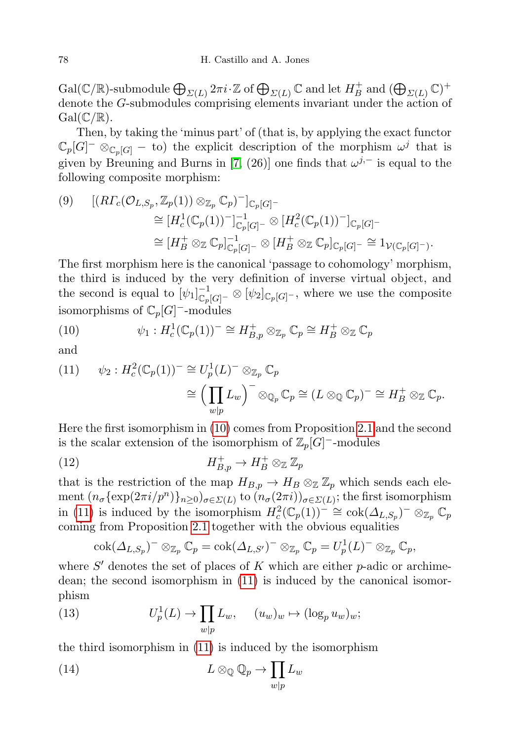$\mathrm{Gal}(\mathbb{C}/\mathbb{R})$-submodule $\bigoplus_{\Sigma(L)} 2\pi i\cdot\mathbb{Z}$ of $\bigoplus_{\Sigma(L)}\mathbb{C}$ and let $H_B^+$ and $(\bigoplus_{\Sigma(L)}\mathbb{C})^+$ denote the $G$-submodules comprising elements invariant under the action of $\mathrm{Gal}(\mathbb{C}/\mathbb{R})$.

Then, by taking the 'minus part' of (that is, by applying the exact functor $\mathbb{C}_p[G]^-\otimes_{\mathbb{C}_p[G]} -$ to) the explicit description of the morphism $\omega^j$ that is given by Breuning and Burns in [7, (26)] one finds that $\omega^{j,-}$ is equal to the following composite morphism:

$$
\begin{aligned}
(9)\qquad [(R\Gamma_c(\mathcal{O}_{L,S_p},\mathbb{Z}_p(1))\otimes_{\mathbb{Z}_p}\mathbb{C}_p)^-]_{\mathbb{C}_p[G]^-}
&\cong [H_c^1(\mathbb{C}_p(1))^-]^{-1}_{\mathbb{C}_p[G]^-}\otimes[H_c^2(\mathbb{C}_p(1))^-]_{\mathbb{C}_p[G]^-}\\
&\cong [H_B^+\otimes_{\mathbb{Z}}\mathbb{C}_p]^{-1}_{\mathbb{C}_p[G]^-}\otimes[H_B^+\otimes_{\mathbb{Z}}\mathbb{C}_p]_{\mathbb{C}_p[G]^-}\cong 1_{\mathcal{V}(\mathbb{C}_p[G]^-)}.
\end{aligned}
$$

The first morphism here is the canonical 'passage to cohomology' morphism, the third is induced by the very definition of inverse virtual object, and the second is equal to $[\psi_1]^{-1}_{\mathbb{C}_p[G]^-}\otimes[\psi_2]_{\mathbb{C}_p[G]^-}$, where we use the composite isomorphisms of $\mathbb{C}_p[G]^-$-modules

$$
(10)\qquad \psi_1: H_c^1(\mathbb{C}_p(1))^-\cong H^+_{B,p}\otimes_{\mathbb{Z}_p}\mathbb{C}_p\cong H_B^+\otimes_{\mathbb{Z}}\mathbb{C}_p
$$

and

$$
\begin{aligned}
(11)\qquad \psi_2: H_c^2(\mathbb{C}_p(1))^-&\cong U_p^1(L)^-\otimes_{\mathbb{Z}_p}\mathbb{C}_p\\
&\cong\Big(\prod_{w|p}L_w\Big)^-\otimes_{\mathbb{Q}_p}\mathbb{C}_p\cong(L\otimes_{\mathbb{Q}}\mathbb{C}_p)^-\cong H_B^+\otimes_{\mathbb{Z}}\mathbb{C}_p.
\end{aligned}
$$

Here the first isomorphism in (10) comes from Proposition 2.1 and the second is the scalar extension of the isomorphism of $\mathbb{Z}_p[G]^-$-modules

$$
(12)\qquad H^+_{B,p}\to H_B^+\otimes_{\mathbb{Z}}\mathbb{Z}_p
$$

that is the restriction of the map $H_{B,p}\to H_B\otimes_{\mathbb{Z}}\mathbb{Z}_p$ which sends each element $(n_\sigma\{\exp(2\pi i/p^n)\}_{n\ge 0})_{\sigma\in\Sigma(L)}$ to $(n_\sigma(2\pi i))_{\sigma\in\Sigma(L)}$; the first isomorphism in (11) is induced by the isomorphism $H_c^2(\mathbb{C}_p(1))^-\cong\mathrm{cok}(\Delta_{L,S_p})^-\otimes_{\mathbb{Z}_p}\mathbb{C}_p$ coming from Proposition 2.1 together with the obvious equalities

$$
\mathrm{cok}(\Delta_{L,S_p})^-\otimes_{\mathbb{Z}_p}\mathbb{C}_p=\mathrm{cok}(\Delta_{L,S'})^-\otimes_{\mathbb{Z}_p}\mathbb{C}_p=U_p^1(L)^-\otimes_{\mathbb{Z}_p}\mathbb{C}_p,
$$

where $S'$ denotes the set of places of $K$ which are either $p$-adic or archimedean; the second isomorphism in (11) is induced by the canonical isomorphism

$$
(13)\qquad U_p^1(L)\to\prod_{w|p}L_w,\qquad (u_w)_w\mapsto(\log_p u_w)_w;
$$

the third isomorphism in (11) is induced by the isomorphism

$$
(14)\qquad L\otimes_{\mathbb{Q}}\mathbb{Q}_p\to\prod_{w|p}L_w
$$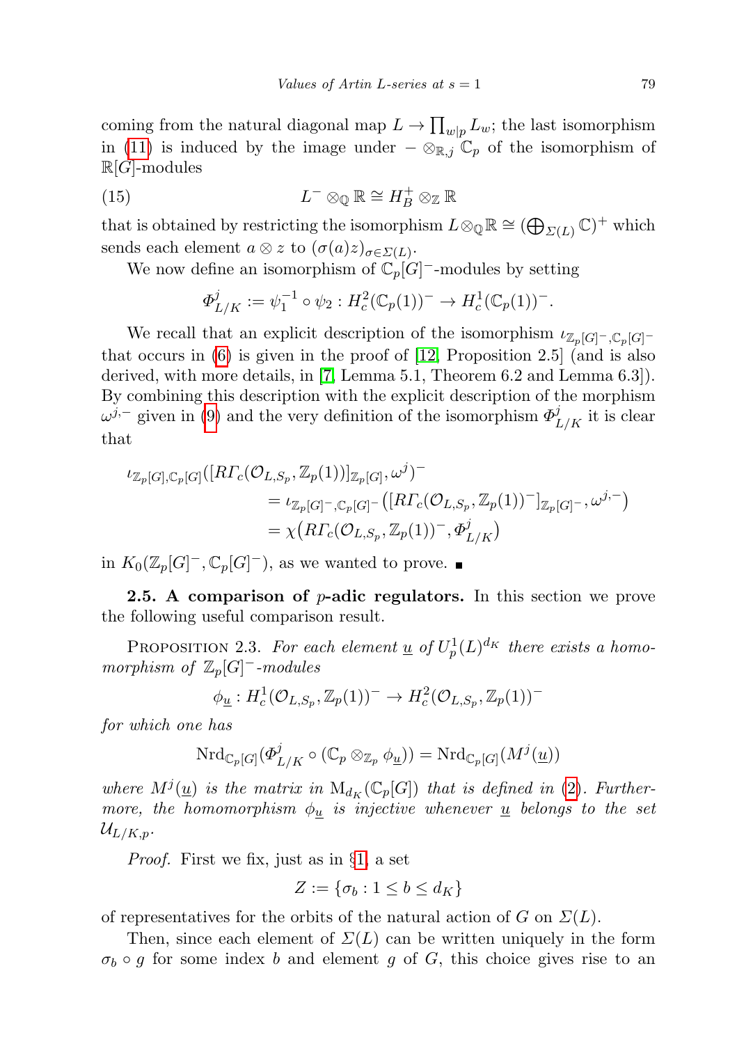coming from the natural diagonal map $L \to \prod_{w|p} L_w$; the last isomorphism in (11) is induced by the image under $- \otimes_{\mathbb{R},j} \mathbb{C}_p$ of the isomorphism of $\mathbb{R}[G]$-modules

$$L^- \otimes_{\mathbb{Q}} \mathbb{R} \cong H_B^+ \otimes_{\mathbb{Z}} \mathbb{R} \tag{15}$$

that is obtained by restricting the isomorphism $L \otimes_{\mathbb{Q}} \mathbb{R} \cong (\bigoplus_{\Sigma(L)} \mathbb{C})^+$ which sends each element $a \otimes z$ to $(\sigma(a)z)_{\sigma \in \Sigma(L)}$.

We now define an isomorphism of $\mathbb{C}_p[G]^-$-modules by setting

$$\Phi^j_{L/K} := \psi_1^{-1} \circ \psi_2 : H^2_c(\mathbb{C}_p(1))^- \to H^1_c(\mathbb{C}_p(1))^-.$$

We recall that an explicit description of the isomorphism $\iota_{\mathbb{Z}_p[G]^-,\mathbb{C}_p[G]^-}$ that occurs in (6) is given in the proof of [12, Proposition 2.5] (and is also derived, with more details, in [7, Lemma 5.1, Theorem 6.2 and Lemma 6.3]). By combining this description with the explicit description of the morphism $\omega^{j,-}$ given in (9) and the very definition of the isomorphism $\Phi^j_{L/K}$ it is clear that

$$\begin{aligned}
\iota_{\mathbb{Z}_p[G],\mathbb{C}_p[G]}&([R\Gamma_c(\mathcal{O}_{L,S_p}, \mathbb{Z}_p(1))]_{\mathbb{Z}_p[G]}, \omega^j)^- \\
&= \iota_{\mathbb{Z}_p[G]^-,\mathbb{C}_p[G]^-}\big([R\Gamma_c(\mathcal{O}_{L,S_p}, \mathbb{Z}_p(1))^-]_{\mathbb{Z}_p[G]^-}, \omega^{j,-}\big) \\
&= \chi\big(R\Gamma_c(\mathcal{O}_{L,S_p}, \mathbb{Z}_p(1))^-, \Phi^j_{L/K}\big)
\end{aligned}$$

in $K_0(\mathbb{Z}_p[G]^-, \mathbb{C}_p[G]^-)$, as we wanted to prove. ∎

**2.5. A comparison of $p$-adic regulators.** In this section we prove the following useful comparison result.

Proposition 2.3. *For each element $\underline{u}$ of $U^1_p(L)^{d_K}$ there exists a homomorphism of $\mathbb{Z}_p[G]^-$-modules*

$$\phi_{\underline{u}} : H^1_c(\mathcal{O}_{L,S_p}, \mathbb{Z}_p(1))^- \to H^2_c(\mathcal{O}_{L,S_p}, \mathbb{Z}_p(1))^-$$

*for which one has*

$$\mathrm{Nrd}_{\mathbb{C}_p[G]}(\Phi^j_{L/K} \circ (\mathbb{C}_p \otimes_{\mathbb{Z}_p} \phi_{\underline{u}})) = \mathrm{Nrd}_{\mathbb{C}_p[G]}(M^j(\underline{u}))$$

*where $M^j(\underline{u})$ is the matrix in $\mathrm{M}_{d_K}(\mathbb{C}_p[G])$ that is defined in (2). Furthermore, the homomorphism $\phi_{\underline{u}}$ is injective whenever $\underline{u}$ belongs to the set $\mathcal{U}_{L/K,p}$.*

*Proof.* First we fix, just as in §1, a set

$$Z := \{\sigma_b : 1 \le b \le d_K\}$$

of representatives for the orbits of the natural action of $G$ on $\Sigma(L)$.

Then, since each element of $\Sigma(L)$ can be written uniquely in the form $\sigma_b \circ g$ for some index $b$ and element $g$ of $G$, this choice gives rise to an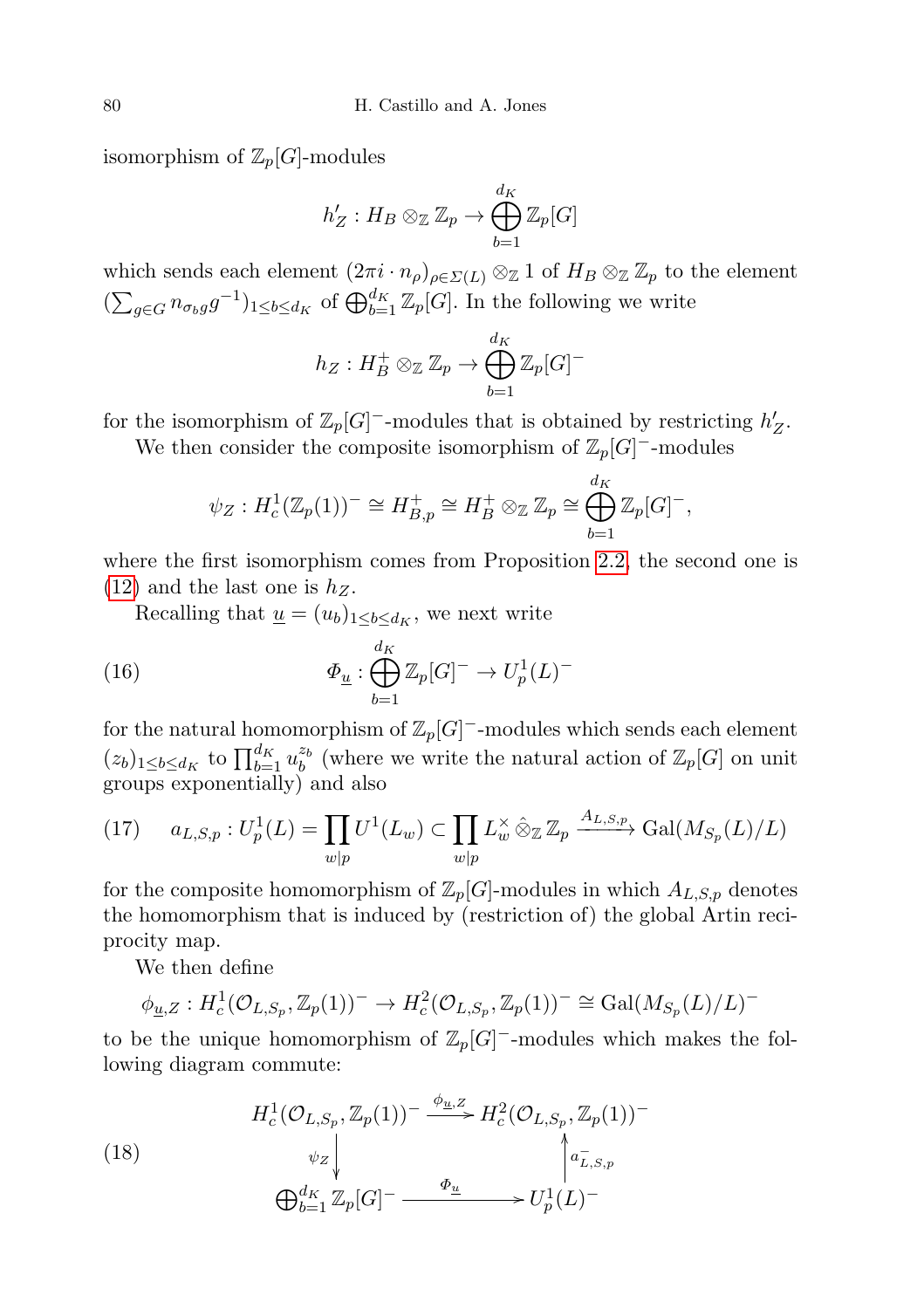isomorphism of $\mathbb{Z}_p[G]$-modules

$$h'_Z : H_B \otimes_{\mathbb{Z}} \mathbb{Z}_p \to \bigoplus_{b=1}^{d_K} \mathbb{Z}_p[G]$$

which sends each element $(2\pi i \cdot n_\rho)_{\rho\in\Sigma(L)} \otimes_{\mathbb{Z}} 1$ of $H_B \otimes_{\mathbb{Z}} \mathbb{Z}_p$ to the element $(\sum_{g\in G} n_{\sigma_b g} g^{-1})_{1\le b\le d_K}$ of $\bigoplus_{b=1}^{d_K} \mathbb{Z}_p[G]$. In the following we write

$$h_Z : H_B^+ \otimes_{\mathbb{Z}} \mathbb{Z}_p \to \bigoplus_{b=1}^{d_K} \mathbb{Z}_p[G]^-$$

for the isomorphism of $\mathbb{Z}_p[G]^-$-modules that is obtained by restricting $h'_Z$.

We then consider the composite isomorphism of $\mathbb{Z}_p[G]^-$-modules

$$\psi_Z : H_c^1(\mathbb{Z}_p(1))^- \cong H_{B,p}^+ \cong H_B^+ \otimes_{\mathbb{Z}} \mathbb{Z}_p \cong \bigoplus_{b=1}^{d_K} \mathbb{Z}_p[G]^-,$$

where the first isomorphism comes from Proposition 2.2, the second one is (12) and the last one is $h_Z$.

Recalling that $\underline{u} = (u_b)_{1\le b\le d_K}$, we next write

$$\Phi_{\underline{u}} : \bigoplus_{b=1}^{d_K} \mathbb{Z}_p[G]^- \to U_p^1(L)^- \tag{16}$$

for the natural homomorphism of $\mathbb{Z}_p[G]^-$-modules which sends each element $(z_b)_{1\le b\le d_K}$ to $\prod_{b=1}^{d_K} u_b^{z_b}$ (where we write the natural action of $\mathbb{Z}_p[G]$ on unit groups exponentially) and also

$$a_{L,S,p} : U_p^1(L) = \prod_{w|p} U^1(L_w) \subset \prod_{w|p} L_w^\times \hat{\otimes}_{\mathbb{Z}} \mathbb{Z}_p \xrightarrow{A_{L,S,p}} \mathrm{Gal}(M_{S_p}(L)/L) \tag{17}$$

for the composite homomorphism of $\mathbb{Z}_p[G]$-modules in which $A_{L,S,p}$ denotes the homomorphism that is induced by (restriction of) the global Artin reciprocity map.

We then define

$$\phi_{\underline{u},Z} : H_c^1(\mathcal{O}_{L,S_p}, \mathbb{Z}_p(1))^- \to H_c^2(\mathcal{O}_{L,S_p}, \mathbb{Z}_p(1))^- \cong \mathrm{Gal}(M_{S_p}(L)/L)^-$$

to be the unique homomorphism of $\mathbb{Z}_p[G]^-$-modules which makes the following diagram commute:

$$\begin{array}{ccc} H_c^1(\mathcal{O}_{L,S_p}, \mathbb{Z}_p(1))^- & \xrightarrow{\phi_{\underline{u},Z}} & H_c^2(\mathcal{O}_{L,S_p}, \mathbb{Z}_p(1))^- \\ \psi_Z \big\downarrow & & \big\uparrow a^-_{L,S,p} \\ \bigoplus_{b=1}^{d_K} \mathbb{Z}_p[G]^- & \xrightarrow{\Phi_{\underline{u}}} & U_p^1(L)^- \end{array} \tag{18}$$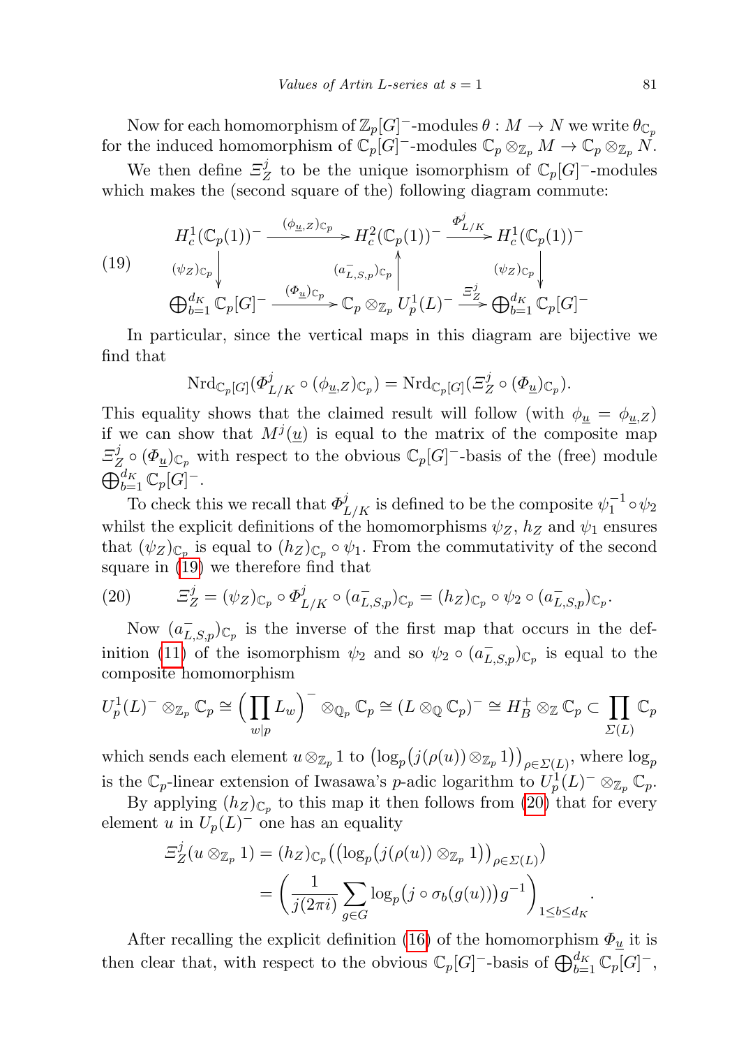Now for each homomorphism of $\mathbb{Z}_p[G]^-$-modules $\theta : M \to N$ we write $\theta_{\mathbb{C}_p}$ for the induced homomorphism of $\mathbb{C}_p[G]^-$-modules $\mathbb{C}_p \otimes_{\mathbb{Z}_p} M \to \mathbb{C}_p \otimes_{\mathbb{Z}_p} N$.

We then define $\Xi^j_Z$ to be the unique isomorphism of $\mathbb{C}_p[G]^-$-modules which makes the (second square of the) following diagram commute:

$$(19) \qquad \begin{array}{ccccc} H^1_c(\mathbb{C}_p(1))^- & \xrightarrow{(\phi_{\underline{u},Z})_{\mathbb{C}_p}} & H^2_c(\mathbb{C}_p(1))^- & \xrightarrow{\Phi^j_{L/K}} & H^1_c(\mathbb{C}_p(1))^- \\ \downarrow{\scriptstyle (\psi_Z)_{\mathbb{C}_p}} & & \uparrow{\scriptstyle (a^-_{L,S,p})_{\mathbb{C}_p}} & & \downarrow{\scriptstyle (\psi_Z)_{\mathbb{C}_p}} \\ \bigoplus_{b=1}^{d_K} \mathbb{C}_p[G]^- & \xrightarrow{(\Phi_{\underline{u}})_{\mathbb{C}_p}} & \mathbb{C}_p \otimes_{\mathbb{Z}_p} U^1_p(L)^- & \xrightarrow{\Xi^j_Z} & \bigoplus_{b=1}^{d_K} \mathbb{C}_p[G]^- \end{array}$$

In particular, since the vertical maps in this diagram are bijective we find that

$$\mathrm{Nrd}_{\mathbb{C}_p[G]}(\Phi^j_{L/K} \circ (\phi_{\underline{u},Z})_{\mathbb{C}_p}) = \mathrm{Nrd}_{\mathbb{C}_p[G]}(\Xi^j_Z \circ (\Phi_{\underline{u}})_{\mathbb{C}_p}).$$

This equality shows that the claimed result will follow (with $\phi_{\underline{u}} = \phi_{\underline{u},Z}$) if we can show that $M^j(\underline{u})$ is equal to the matrix of the composite map $\Xi^j_Z \circ (\Phi_{\underline{u}})_{\mathbb{C}_p}$ with respect to the obvious $\mathbb{C}_p[G]^-$-basis of the (free) module $\bigoplus_{b=1}^{d_K} \mathbb{C}_p[G]^-$.

To check this we recall that $\Phi^j_{L/K}$ is defined to be the composite $\psi_1^{-1} \circ \psi_2$ whilst the explicit definitions of the homomorphisms $\psi_Z$, $h_Z$ and $\psi_1$ ensures that $(\psi_Z)_{\mathbb{C}_p}$ is equal to $(h_Z)_{\mathbb{C}_p} \circ \psi_1$. From the commutativity of the second square in (19) we therefore find that

$$(20) \qquad \Xi^j_Z = (\psi_Z)_{\mathbb{C}_p} \circ \Phi^j_{L/K} \circ (a^-_{L,S,p})_{\mathbb{C}_p} = (h_Z)_{\mathbb{C}_p} \circ \psi_2 \circ (a^-_{L,S,p})_{\mathbb{C}_p}.$$

Now $(a^-_{L,S,p})_{\mathbb{C}_p}$ is the inverse of the first map that occurs in the definition (11) of the isomorphism $\psi_2$ and so $\psi_2 \circ (a^-_{L,S,p})_{\mathbb{C}_p}$ is equal to the composite homomorphism

$$U^1_p(L)^- \otimes_{\mathbb{Z}_p} \mathbb{C}_p \cong \Big(\prod_{w|p} L_w\Big)^- \otimes_{\mathbb{Q}_p} \mathbb{C}_p \cong (L \otimes_{\mathbb{Q}} \mathbb{C}_p)^- \cong H^+_B \otimes_{\mathbb{Z}} \mathbb{C}_p \subset \prod_{\Sigma(L)} \mathbb{C}_p$$

which sends each element $u \otimes_{\mathbb{Z}_p} 1$ to $\big(\log_p\big(j(\rho(u)) \otimes_{\mathbb{Z}_p} 1\big)\big)_{\rho \in \Sigma(L)}$, where $\log_p$ is the $\mathbb{C}_p$-linear extension of Iwasawa's $p$-adic logarithm to $U^1_p(L)^- \otimes_{\mathbb{Z}_p} \mathbb{C}_p$.

By applying $(h_Z)_{\mathbb{C}_p}$ to this map it then follows from (20) that for every element $u$ in $U_p(L)^-$ one has an equality

$$\begin{aligned} \Xi^j_Z(u \otimes_{\mathbb{Z}_p} 1) &= (h_Z)_{\mathbb{C}_p}\big(\big(\log_p\big(j(\rho(u)) \otimes_{\mathbb{Z}_p} 1\big)\big)_{\rho \in \Sigma(L)}\big) \\ &= \bigg(\frac{1}{j(2\pi i)} \sum_{g \in G} \log_p\big(j \circ \sigma_b(g(u))\big) g^{-1}\bigg)_{1 \le b \le d_K}. \end{aligned}$$

After recalling the explicit definition (16) of the homomorphism $\Phi_{\underline{u}}$ it is then clear that, with respect to the obvious $\mathbb{C}_p[G]^-$-basis of $\bigoplus_{b=1}^{d_K} \mathbb{C}_p[G]^-$,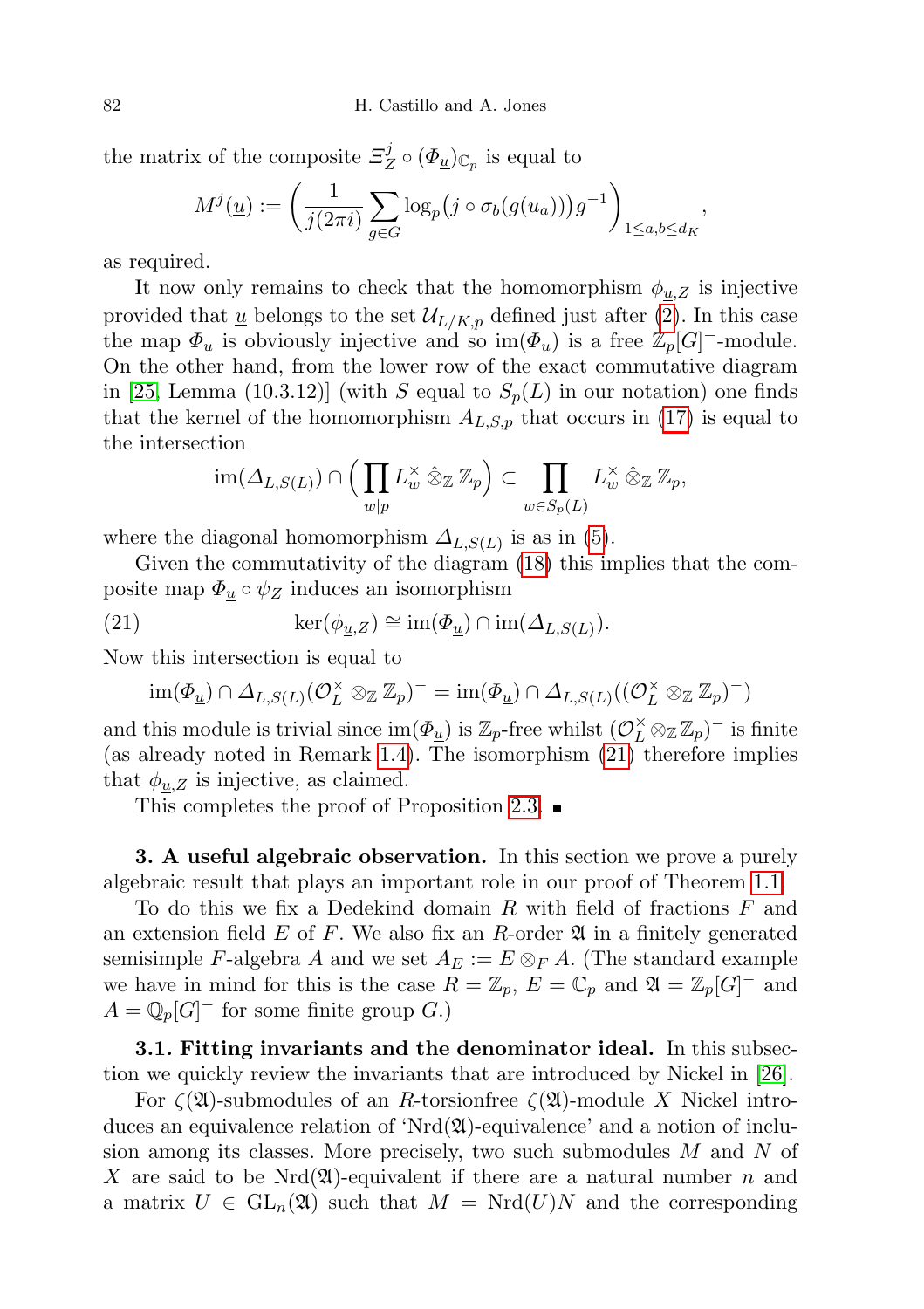the matrix of the composite $\Xi^j_Z \circ (\Phi_{\underline{u}})_{\mathbb{C}_p}$ is equal to

$$M^j(\underline{u}) := \left( \frac{1}{j(2\pi i)} \sum_{g\in G} \log_p\big(j\circ\sigma_b(g(u_a))\big) g^{-1} \right)_{1\le a,b\le d_K},$$

as required.

It now only remains to check that the homomorphism $\phi_{\underline{u},Z}$ is injective provided that $\underline{u}$ belongs to the set $\mathcal{U}_{L/K,p}$ defined just after (2). In this case the map $\Phi_{\underline{u}}$ is obviously injective and so $\mathrm{im}(\Phi_{\underline{u}})$ is a free $\mathbb{Z}_p[G]^-$-module. On the other hand, from the lower row of the exact commutative diagram in [25, Lemma (10.3.12)] (with $S$ equal to $S_p(L)$ in our notation) one finds that the kernel of the homomorphism $A_{L,S,p}$ that occurs in (17) is equal to the intersection

$$\mathrm{im}(\Delta_{L,S(L)}) \cap \Big(\prod_{w\mid p} L^\times_w \,\hat{\otimes}_{\mathbb{Z}}\, \mathbb{Z}_p\Big) \subset \prod_{w\in S_p(L)} L^\times_w \,\hat{\otimes}_{\mathbb{Z}}\, \mathbb{Z}_p,$$

where the diagonal homomorphism $\Delta_{L,S(L)}$ is as in (5).

Given the commutativity of the diagram (18) this implies that the composite map $\Phi_{\underline{u}} \circ \psi_Z$ induces an isomorphism

$$\ker(\phi_{\underline{u},Z}) \cong \mathrm{im}(\Phi_{\underline{u}}) \cap \mathrm{im}(\Delta_{L,S(L)}). \tag{21}$$

Now this intersection is equal to

$$\mathrm{im}(\Phi_{\underline{u}}) \cap \Delta_{L,S(L)}(\mathcal{O}^\times_L \otimes_{\mathbb{Z}} \mathbb{Z}_p)^- = \mathrm{im}(\Phi_{\underline{u}}) \cap \Delta_{L,S(L)}((\mathcal{O}^\times_L \otimes_{\mathbb{Z}} \mathbb{Z}_p)^-)$$

and this module is trivial since $\mathrm{im}(\Phi_{\underline{u}})$ is $\mathbb{Z}_p$-free whilst $(\mathcal{O}^\times_L \otimes_{\mathbb{Z}} \mathbb{Z}_p)^-$ is finite (as already noted in Remark 1.4). The isomorphism (21) therefore implies that $\phi_{\underline{u},Z}$ is injective, as claimed.

This completes the proof of Proposition 2.3. ∎

## 3. A useful algebraic observation.

In this section we prove a purely algebraic result that plays an important role in our proof of Theorem 1.1.

To do this we fix a Dedekind domain $R$ with field of fractions $F$ and an extension field $E$ of $F$. We also fix an $R$-order $\mathfrak{A}$ in a finitely generated semisimple $F$-algebra $A$ and we set $A_E := E \otimes_F A$. (The standard example we have in mind for this is the case $R = \mathbb{Z}_p$, $E = \mathbb{C}_p$ and $\mathfrak{A} = \mathbb{Z}_p[G]^-$ and $A = \mathbb{Q}_p[G]^-$ for some finite group $G$.)

### 3.1. Fitting invariants and the denominator ideal.

In this subsection we quickly review the invariants that are introduced by Nickel in [26].

For $\zeta(\mathfrak{A})$-submodules of an $R$-torsionfree $\zeta(\mathfrak{A})$-module $X$ Nickel introduces an equivalence relation of '$\mathrm{Nrd}(\mathfrak{A})$-equivalence' and a notion of inclusion among its classes. More precisely, two such submodules $M$ and $N$ of $X$ are said to be $\mathrm{Nrd}(\mathfrak{A})$-equivalent if there are a natural number $n$ and a matrix $U \in \mathrm{GL}_n(\mathfrak{A})$ such that $M = \mathrm{Nrd}(U)N$ and the corresponding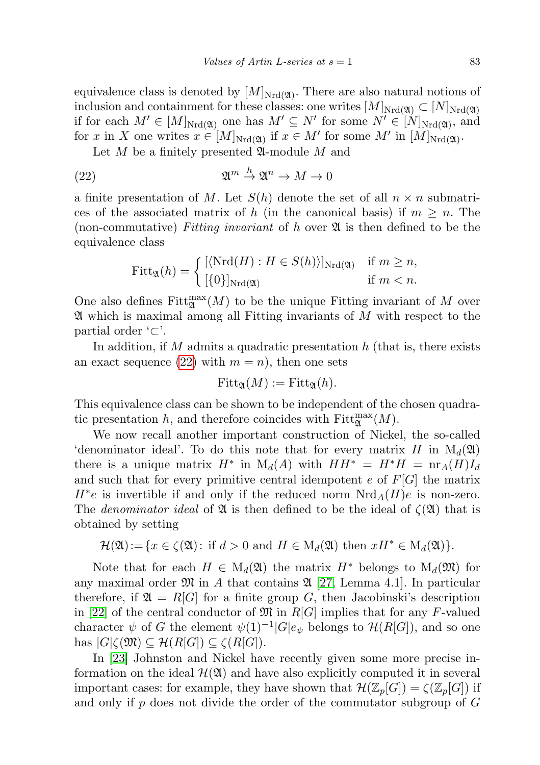equivalence class is denoted by $[M]_{\mathrm{Nrd}(\mathfrak{A})}$. There are also natural notions of inclusion and containment for these classes: one writes $[M]_{\mathrm{Nrd}(\mathfrak{A})} \subset [N]_{\mathrm{Nrd}(\mathfrak{A})}$ if for each $M' \in [M]_{\mathrm{Nrd}(\mathfrak{A})}$ one has $M' \subseteq N'$ for some $N' \in [N]_{\mathrm{Nrd}(\mathfrak{A})}$, and for $x$ in $X$ one writes $x \in [M]_{\mathrm{Nrd}(\mathfrak{A})}$ if $x \in M'$ for some $M'$ in $[M]_{\mathrm{Nrd}(\mathfrak{A})}$.

Let $M$ be a finitely presented $\mathfrak{A}$-module $M$ and

$$\mathfrak{A}^m \xrightarrow{h} \mathfrak{A}^n \to M \to 0 \tag{22}$$

a finite presentation of $M$. Let $S(h)$ denote the set of all $n \times n$ submatrices of the associated matrix of $h$ (in the canonical basis) if $m \geq n$. The (non-commutative) *Fitting invariant* of $h$ over $\mathfrak{A}$ is then defined to be the equivalence class

$$\mathrm{Fitt}_{\mathfrak{A}}(h) = \begin{cases} [\langle \mathrm{Nrd}(H) : H \in S(h) \rangle]_{\mathrm{Nrd}(\mathfrak{A})} & \text{if } m \geq n, \\ [\{0\}]_{\mathrm{Nrd}(\mathfrak{A})} & \text{if } m < n. \end{cases}$$

One also defines $\mathrm{Fitt}^{\max}_{\mathfrak{A}}(M)$ to be the unique Fitting invariant of $M$ over $\mathfrak{A}$ which is maximal among all Fitting invariants of $M$ with respect to the partial order '$\subset$'.

In addition, if $M$ admits a quadratic presentation $h$ (that is, there exists an exact sequence (22) with $m = n$), then one sets

$$\mathrm{Fitt}_{\mathfrak{A}}(M) := \mathrm{Fitt}_{\mathfrak{A}}(h).$$

This equivalence class can be shown to be independent of the chosen quadratic presentation $h$, and therefore coincides with $\mathrm{Fitt}^{\max}_{\mathfrak{A}}(M)$.

We now recall another important construction of Nickel, the so-called 'denominator ideal'. To do this note that for every matrix $H$ in $\mathrm{M}_d(\mathfrak{A})$ there is a unique matrix $H^*$ in $\mathrm{M}_d(A)$ with $HH^* = H^*H = \mathrm{nr}_A(H)I_d$ and such that for every primitive central idempotent $e$ of $F[G]$ the matrix $H^*e$ is invertible if and only if the reduced norm $\mathrm{Nrd}_A(H)e$ is non-zero. The *denominator ideal* of $\mathfrak{A}$ is then defined to be the ideal of $\zeta(\mathfrak{A})$ that is obtained by setting

$$\mathcal{H}(\mathfrak{A}) := \{x \in \zeta(\mathfrak{A}) \colon \text{if } d > 0 \text{ and } H \in \mathrm{M}_d(\mathfrak{A}) \text{ then } xH^* \in \mathrm{M}_d(\mathfrak{A})\}.$$

Note that for each $H \in \mathrm{M}_d(\mathfrak{A})$ the matrix $H^*$ belongs to $\mathrm{M}_d(\mathfrak{M})$ for any maximal order $\mathfrak{M}$ in $A$ that contains $\mathfrak{A}$ [27, Lemma 4.1]. In particular therefore, if $\mathfrak{A} = R[G]$ for a finite group $G$, then Jacobinski's description in [22] of the central conductor of $\mathfrak{M}$ in $R[G]$ implies that for any $F$-valued character $\psi$ of $G$ the element $\psi(1)^{-1}|G|e_\psi$ belongs to $\mathcal{H}(R[G])$, and so one has $|G|\zeta(\mathfrak{M}) \subseteq \mathcal{H}(R[G]) \subseteq \zeta(R[G])$.

In [23] Johnston and Nickel have recently given some more precise information on the ideal $\mathcal{H}(\mathfrak{A})$ and have also explicitly computed it in several important cases: for example, they have shown that $\mathcal{H}(\mathbb{Z}_p[G]) = \zeta(\mathbb{Z}_p[G])$ if and only if $p$ does not divide the order of the commutator subgroup of $G$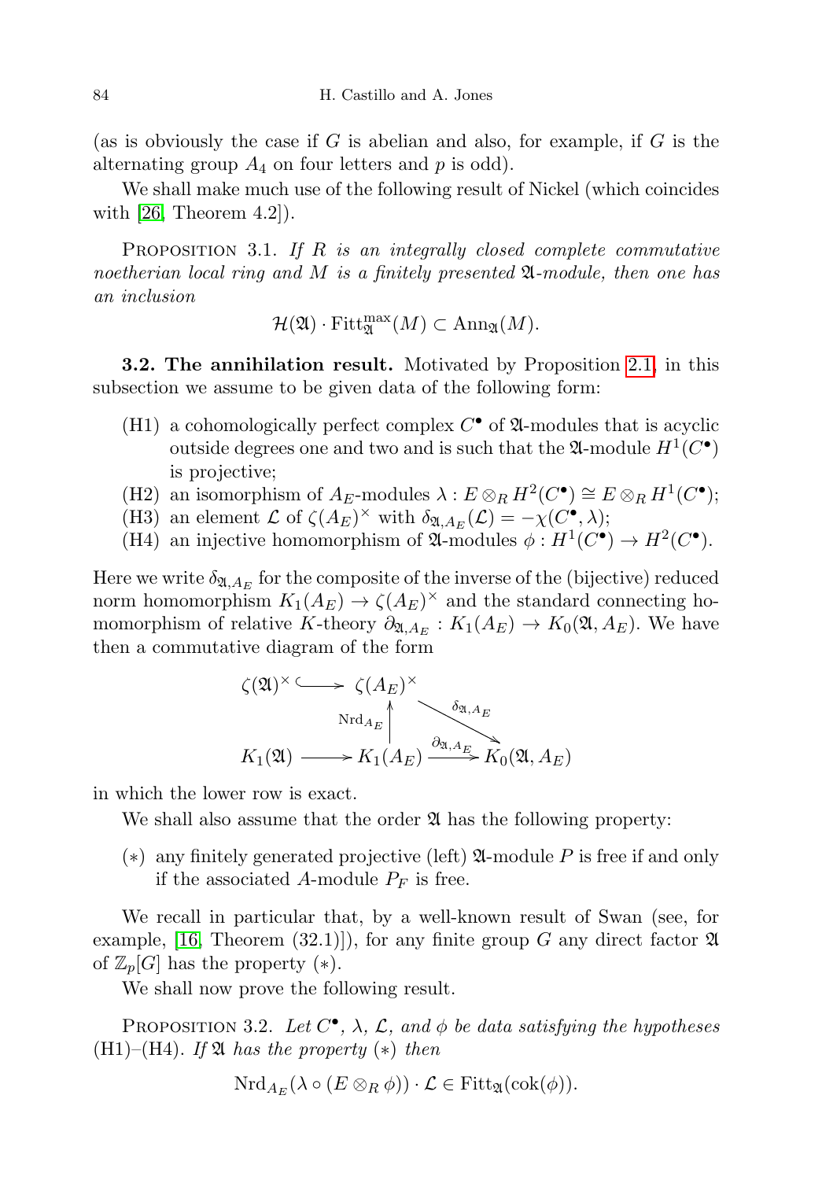(as is obviously the case if $G$ is abelian and also, for example, if $G$ is the alternating group $A_4$ on four letters and $p$ is odd).

We shall make much use of the following result of Nickel (which coincides with [26, Theorem 4.2]).

PROPOSITION 3.1. *If $R$ is an integrally closed complete commutative noetherian local ring and $M$ is a finitely presented $\mathfrak{A}$-module, then one has an inclusion*

$$\mathcal{H}(\mathfrak{A}) \cdot \mathrm{Fitt}^{\max}_{\mathfrak{A}}(M) \subset \mathrm{Ann}_{\mathfrak{A}}(M).$$

**3.2. The annihilation result.** Motivated by Proposition 2.1, in this subsection we assume to be given data of the following form:

- (H1) a cohomologically perfect complex $C^\bullet$ of $\mathfrak{A}$-modules that is acyclic outside degrees one and two and is such that the $\mathfrak{A}$-module $H^1(C^\bullet)$ is projective;
- (H2) an isomorphism of $A_E$-modules $\lambda : E \otimes_R H^2(C^\bullet) \cong E \otimes_R H^1(C^\bullet)$;
- (H3) an element $\mathcal{L}$ of $\zeta(A_E)^\times$ with $\delta_{\mathfrak{A},A_E}(\mathcal{L}) = -\chi(C^\bullet, \lambda)$;
- (H4) an injective homomorphism of $\mathfrak{A}$-modules $\phi : H^1(C^\bullet) \to H^2(C^\bullet)$.

Here we write $\delta_{\mathfrak{A},A_E}$ for the composite of the inverse of the (bijective) reduced norm homomorphism $K_1(A_E) \to \zeta(A_E)^\times$ and the standard connecting homomorphism of relative $K$-theory $\partial_{\mathfrak{A},A_E} : K_1(A_E) \to K_0(\mathfrak{A}, A_E)$. We have then a commutative diagram of the form

$$\begin{array}{ccccc}
\zeta(\mathfrak{A})^\times & \hookrightarrow & \zeta(A_E)^\times & & \\
 & & \uparrow{\scriptstyle \mathrm{Nrd}_{A_E}} & \searrow^{\delta_{\mathfrak{A},A_E}} & \\
K_1(\mathfrak{A}) & \longrightarrow & K_1(A_E) & \xrightarrow{\partial_{\mathfrak{A},A_E}} & K_0(\mathfrak{A}, A_E)
\end{array}$$

in which the lower row is exact.

We shall also assume that the order $\mathfrak{A}$ has the following property:

- $(*)$ any finitely generated projective (left) $\mathfrak{A}$-module $P$ is free if and only if the associated $A$-module $P_F$ is free.

We recall in particular that, by a well-known result of Swan (see, for example, [16, Theorem (32.1)]), for any finite group $G$ any direct factor $\mathfrak{A}$ of $\mathbb{Z}_p[G]$ has the property $(*)$.

We shall now prove the following result.

PROPOSITION 3.2. *Let $C^\bullet$, $\lambda$, $\mathcal{L}$, and $\phi$ be data satisfying the hypotheses (H1)–(H4). If $\mathfrak{A}$ has the property $(*)$ then*

$$\mathrm{Nrd}_{A_E}(\lambda \circ (E \otimes_R \phi)) \cdot \mathcal{L} \in \mathrm{Fitt}_{\mathfrak{A}}(\mathrm{cok}(\phi)).$$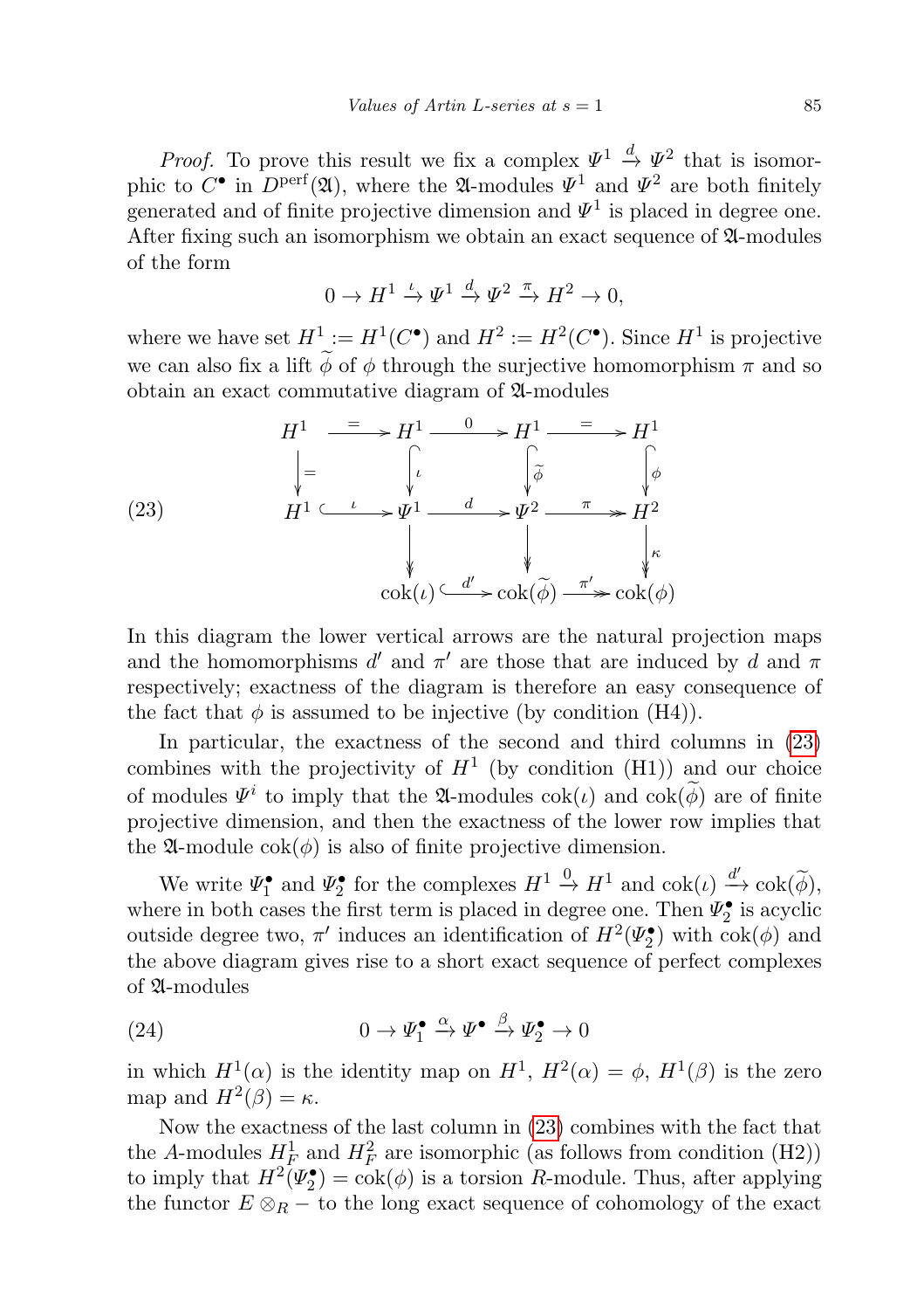*Proof.* To prove this result we fix a complex $\Psi^1 \xrightarrow{d} \Psi^2$ that is isomorphic to $C^\bullet$ in $D^{\rm perf}(\mathfrak{A})$, where the $\mathfrak{A}$-modules $\Psi^1$ and $\Psi^2$ are both finitely generated and of finite projective dimension and $\Psi^1$ is placed in degree one. After fixing such an isomorphism we obtain an exact sequence of $\mathfrak{A}$-modules of the form

$$0 \to H^1 \xrightarrow{\iota} \Psi^1 \xrightarrow{d} \Psi^2 \xrightarrow{\pi} H^2 \to 0,$$

where we have set $H^1 := H^1(C^\bullet)$ and $H^2 := H^2(C^\bullet)$. Since $H^1$ is projective we can also fix a lift $\widetilde{\phi}$ of $\phi$ through the surjective homomorphism $\pi$ and so obtain an exact commutative diagram of $\mathfrak{A}$-modules

$$\begin{array}{ccccccc}
H^1 & \xrightarrow{=} & H^1 & \xrightarrow{0} & H^1 & \xrightarrow{=} & H^1 \\
\downarrow{=} & & \downarrow{\iota} & & \downarrow{\widetilde{\phi}} & & \downarrow{\phi} \\
H^1 & \xrightarrow{\iota} & \Psi^1 & \xrightarrow{d} & \Psi^2 & \xrightarrow{\pi} & H^2 \\
 & & \downarrow & & \downarrow & & \downarrow{\kappa} \\
 & & \mathrm{cok}(\iota) & \xrightarrow{d'} & \mathrm{cok}(\widetilde{\phi}) & \xrightarrow{\pi'} & \mathrm{cok}(\phi)
\end{array} \tag{23}$$

In this diagram the lower vertical arrows are the natural projection maps and the homomorphisms $d'$ and $\pi'$ are those that are induced by $d$ and $\pi$ respectively; exactness of the diagram is therefore an easy consequence of the fact that $\phi$ is assumed to be injective (by condition (H4)).

In particular, the exactness of the second and third columns in (23) combines with the projectivity of $H^1$ (by condition (H1)) and our choice of modules $\Psi^i$ to imply that the $\mathfrak{A}$-modules $\mathrm{cok}(\iota)$ and $\mathrm{cok}(\widetilde{\phi})$ are of finite projective dimension, and then the exactness of the lower row implies that the $\mathfrak{A}$-module $\mathrm{cok}(\phi)$ is also of finite projective dimension.

We write $\Psi_1^\bullet$ and $\Psi_2^\bullet$ for the complexes $H^1 \xrightarrow{0} H^1$ and $\mathrm{cok}(\iota) \xrightarrow{d'} \mathrm{cok}(\widetilde{\phi})$, where in both cases the first term is placed in degree one. Then $\Psi_2^\bullet$ is acyclic outside degree two, $\pi'$ induces an identification of $H^2(\Psi_2^\bullet)$ with $\mathrm{cok}(\phi)$ and the above diagram gives rise to a short exact sequence of perfect complexes of $\mathfrak{A}$-modules

$$0 \to \Psi_1^\bullet \xrightarrow{\alpha} \Psi^\bullet \xrightarrow{\beta} \Psi_2^\bullet \to 0 \tag{24}$$

in which $H^1(\alpha)$ is the identity map on $H^1$, $H^2(\alpha) = \phi$, $H^1(\beta)$ is the zero map and $H^2(\beta) = \kappa$.

Now the exactness of the last column in (23) combines with the fact that the $A$-modules $H^1_F$ and $H^2_F$ are isomorphic (as follows from condition (H2)) to imply that $H^2(\Psi_2^\bullet) = \mathrm{cok}(\phi)$ is a torsion $R$-module. Thus, after applying the functor $E \otimes_R -$ to the long exact sequence of cohomology of the exact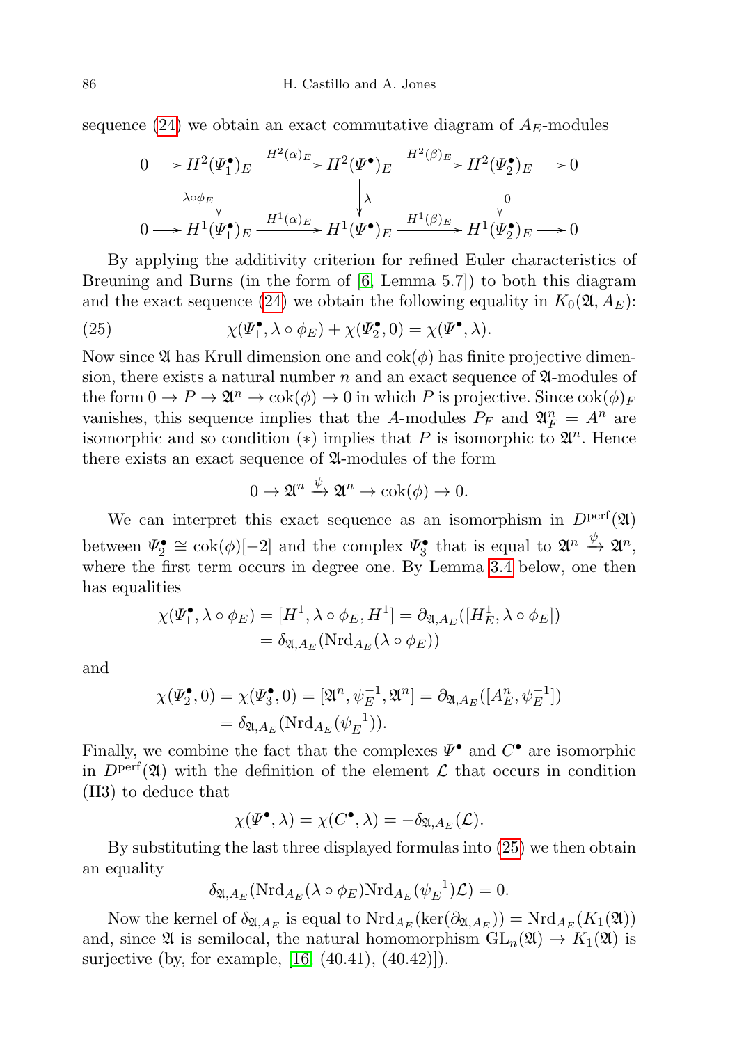sequence (24) we obtain an exact commutative diagram of $A_E$-modules

$$\begin{array}{ccccccccc}
0 & \longrightarrow & H^2(\Psi_1^\bullet)_E & \xrightarrow{H^2(\alpha)_E} & H^2(\Psi^\bullet)_E & \xrightarrow{H^2(\beta)_E} & H^2(\Psi_2^\bullet)_E & \longrightarrow & 0 \\
 & & \downarrow{\scriptstyle \lambda\circ\phi_E} & & \downarrow{\scriptstyle \lambda} & & \downarrow{\scriptstyle 0} & & \\
0 & \longrightarrow & H^1(\Psi_1^\bullet)_E & \xrightarrow{H^1(\alpha)_E} & H^1(\Psi^\bullet)_E & \xrightarrow{H^1(\beta)_E} & H^1(\Psi_2^\bullet)_E & \longrightarrow & 0
\end{array}$$

By applying the additivity criterion for refined Euler characteristics of Breuning and Burns (in the form of [6, Lemma 5.7]) to both this diagram and the exact sequence (24) we obtain the following equality in $K_0(\mathfrak{A}, A_E)$:

$$\chi(\Psi_1^\bullet, \lambda\circ\phi_E) + \chi(\Psi_2^\bullet, 0) = \chi(\Psi^\bullet, \lambda). \tag{25}$$

Now since $\mathfrak{A}$ has Krull dimension one and $\operatorname{cok}(\phi)$ has finite projective dimension, there exists a natural number $n$ and an exact sequence of $\mathfrak{A}$-modules of the form $0 \to P \to \mathfrak{A}^n \to \operatorname{cok}(\phi) \to 0$ in which $P$ is projective. Since $\operatorname{cok}(\phi)_F$ vanishes, this sequence implies that the $A$-modules $P_F$ and $\mathfrak{A}^n_F = A^n$ are isomorphic and so condition $(*)$ implies that $P$ is isomorphic to $\mathfrak{A}^n$. Hence there exists an exact sequence of $\mathfrak{A}$-modules of the form

$$0 \to \mathfrak{A}^n \xrightarrow{\psi} \mathfrak{A}^n \to \operatorname{cok}(\phi) \to 0.$$

We can interpret this exact sequence as an isomorphism in $D^{\mathrm{perf}}(\mathfrak{A})$ between $\Psi_2^\bullet \cong \operatorname{cok}(\phi)[-2]$ and the complex $\Psi_3^\bullet$ that is equal to $\mathfrak{A}^n \xrightarrow{\psi} \mathfrak{A}^n$, where the first term occurs in degree one. By Lemma 3.4 below, one then has equalities

$$\begin{aligned}
\chi(\Psi_1^\bullet, \lambda\circ\phi_E) = [H^1, \lambda\circ\phi_E, H^1] &= \partial_{\mathfrak{A},A_E}([H^1_E, \lambda\circ\phi_E]) \\
&= \delta_{\mathfrak{A},A_E}(\mathrm{Nrd}_{A_E}(\lambda\circ\phi_E))
\end{aligned}$$

and

$$\begin{aligned}
\chi(\Psi_2^\bullet, 0) = \chi(\Psi_3^\bullet, 0) = [\mathfrak{A}^n, \psi_E^{-1}, \mathfrak{A}^n] &= \partial_{\mathfrak{A},A_E}([A^n_E, \psi_E^{-1}]) \\
&= \delta_{\mathfrak{A},A_E}(\mathrm{Nrd}_{A_E}(\psi_E^{-1})).
\end{aligned}$$

Finally, we combine the fact that the complexes $\Psi^\bullet$ and $C^\bullet$ are isomorphic in $D^{\mathrm{perf}}(\mathfrak{A})$ with the definition of the element $\mathcal{L}$ that occurs in condition (H3) to deduce that

$$\chi(\Psi^\bullet, \lambda) = \chi(C^\bullet, \lambda) = -\delta_{\mathfrak{A},A_E}(\mathcal{L}).$$

By substituting the last three displayed formulas into (25) we then obtain an equality

$$\delta_{\mathfrak{A},A_E}(\mathrm{Nrd}_{A_E}(\lambda\circ\phi_E)\mathrm{Nrd}_{A_E}(\psi_E^{-1})\mathcal{L}) = 0.$$

Now the kernel of $\delta_{\mathfrak{A},A_E}$ is equal to $\mathrm{Nrd}_{A_E}(\ker(\partial_{\mathfrak{A},A_E})) = \mathrm{Nrd}_{A_E}(K_1(\mathfrak{A}))$ and, since $\mathfrak{A}$ is semilocal, the natural homomorphism $\mathrm{GL}_n(\mathfrak{A}) \to K_1(\mathfrak{A})$ is surjective (by, for example, [16, (40.41), (40.42)]).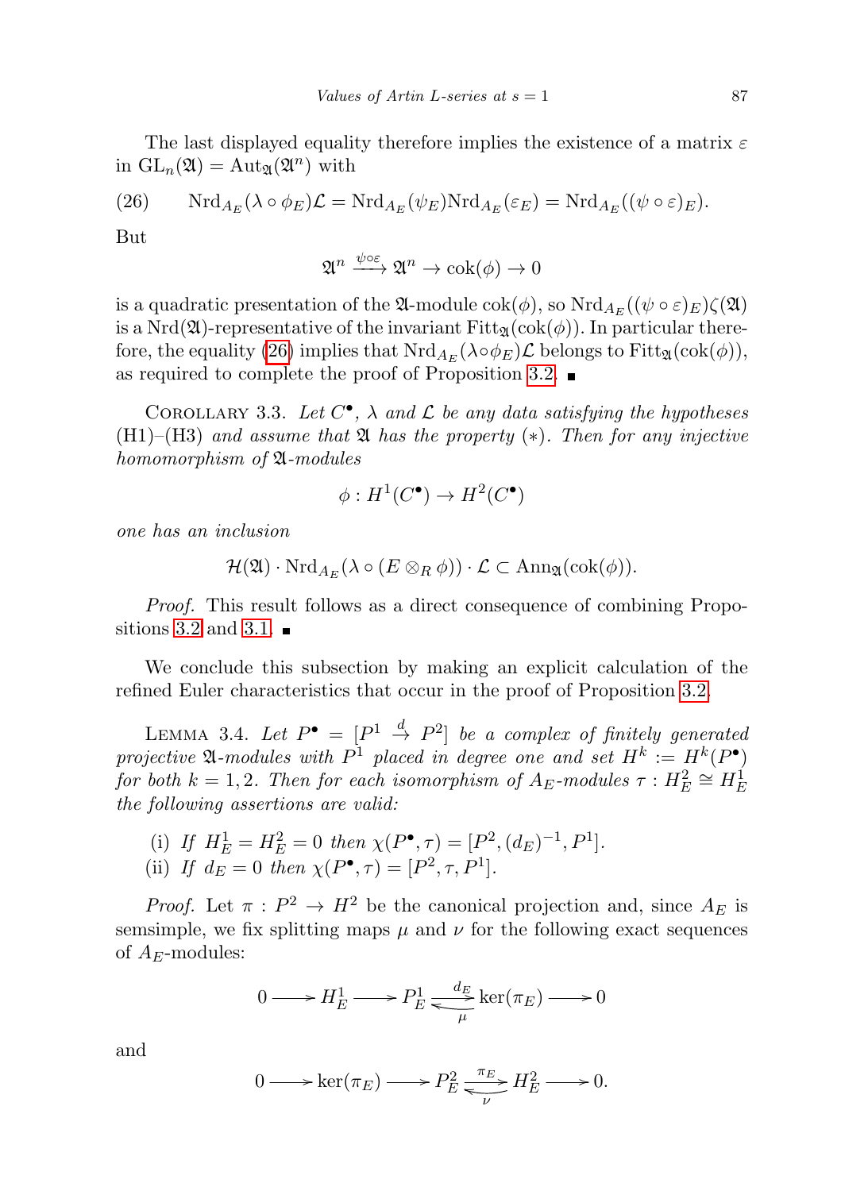The last displayed equality therefore implies the existence of a matrix $\varepsilon$ in $\mathrm{GL}_n(\mathfrak{A}) = \mathrm{Aut}_{\mathfrak{A}}(\mathfrak{A}^n)$ with

$$\mathrm{Nrd}_{A_E}(\lambda \circ \phi_E)\mathcal{L} = \mathrm{Nrd}_{A_E}(\psi_E)\mathrm{Nrd}_{A_E}(\varepsilon_E) = \mathrm{Nrd}_{A_E}((\psi \circ \varepsilon)_E). \tag{26}$$

But

$$\mathfrak{A}^n \xrightarrow{\psi\circ\varepsilon} \mathfrak{A}^n \to \mathrm{cok}(\phi) \to 0$$

is a quadratic presentation of the $\mathfrak{A}$-module $\mathrm{cok}(\phi)$, so $\mathrm{Nrd}_{A_E}((\psi\circ\varepsilon)_E)\zeta(\mathfrak{A})$ is a $\mathrm{Nrd}(\mathfrak{A})$-representative of the invariant $\mathrm{Fitt}_{\mathfrak{A}}(\mathrm{cok}(\phi))$. In particular therefore, the equality (26) implies that $\mathrm{Nrd}_{A_E}(\lambda\circ\phi_E)\mathcal{L}$ belongs to $\mathrm{Fitt}_{\mathfrak{A}}(\mathrm{cok}(\phi))$, as required to complete the proof of Proposition 3.2. ∎

Corollary 3.3. *Let $C^\bullet$, $\lambda$ and $\mathcal{L}$ be any data satisfying the hypotheses* (H1)–(H3) *and assume that $\mathfrak{A}$ has the property* $(*)$. *Then for any injective homomorphism of $\mathfrak{A}$-modules*

$$\phi : H^1(C^\bullet) \to H^2(C^\bullet)$$

*one has an inclusion*

$$\mathcal{H}(\mathfrak{A}) \cdot \mathrm{Nrd}_{A_E}(\lambda \circ (E \otimes_R \phi)) \cdot \mathcal{L} \subset \mathrm{Ann}_{\mathfrak{A}}(\mathrm{cok}(\phi)).$$

*Proof.* This result follows as a direct consequence of combining Propositions 3.2 and 3.1. ∎

We conclude this subsection by making an explicit calculation of the refined Euler characteristics that occur in the proof of Proposition 3.2.

Lemma 3.4. *Let $P^\bullet = [P^1 \xrightarrow{d} P^2]$ be a complex of finitely generated projective $\mathfrak{A}$-modules with $P^1$ placed in degree one and set $H^k := H^k(P^\bullet)$ for both $k = 1, 2$. Then for each isomorphism of $A_E$-modules $\tau : H^2_E \cong H^1_E$ the following assertions are valid:*

- (i) *If $H^1_E = H^2_E = 0$ then $\chi(P^\bullet, \tau) = [P^2, (d_E)^{-1}, P^1]$.*
- (ii) *If $d_E = 0$ then $\chi(P^\bullet, \tau) = [P^2, \tau, P^1]$.*

*Proof.* Let $\pi : P^2 \to H^2$ be the canonical projection and, since $A_E$ is semsimple, we fix splitting maps $\mu$ and $\nu$ for the following exact sequences of $A_E$-modules:

$$0 \longrightarrow H^1_E \longrightarrow P^1_E \underset{\mu}{\overset{d_E}{\rightleftarrows}} \ker(\pi_E) \longrightarrow 0$$

and

$$0 \longrightarrow \ker(\pi_E) \longrightarrow P^2_E \underset{\nu}{\overset{\pi_E}{\rightleftarrows}} H^2_E \longrightarrow 0.$$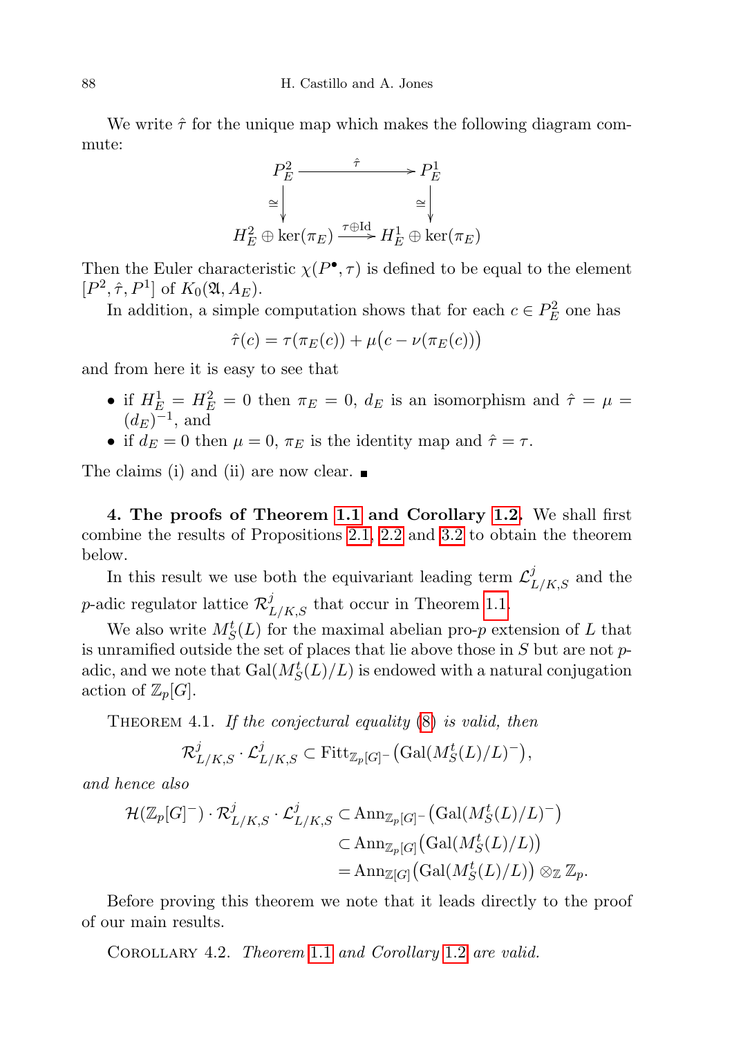We write $\hat{\tau}$ for the unique map which makes the following diagram commute:

$$\begin{array}{ccc} P_E^2 & \xrightarrow{\hat{\tau}} & P_E^1 \\ \cong\downarrow & & \cong\downarrow \\ H_E^2 \oplus \ker(\pi_E) & \xrightarrow{\tau\oplus\mathrm{Id}} & H_E^1 \oplus \ker(\pi_E) \end{array}$$

Then the Euler characteristic $\chi(P^\bullet, \tau)$ is defined to be equal to the element $[P^2, \hat{\tau}, P^1]$ of $K_0(\mathfrak{A}, A_E)$.

In addition, a simple computation shows that for each $c \in P_E^2$ one has

$$\hat{\tau}(c) = \tau(\pi_E(c)) + \mu\big(c - \nu(\pi_E(c))\big)$$

and from here it is easy to see that

- if $H_E^1 = H_E^2 = 0$ then $\pi_E = 0$, $d_E$ is an isomorphism and $\hat{\tau} = \mu = (d_E)^{-1}$, and
- if $d_E = 0$ then $\mu = 0$, $\pi_E$ is the identity map and $\hat{\tau} = \tau$.

The claims (i) and (ii) are now clear. ∎

**4. The proofs of Theorem 1.1 and Corollary 1.2.** We shall first combine the results of Propositions 2.1, 2.2 and 3.2 to obtain the theorem below.

In this result we use both the equivariant leading term $\mathcal{L}^j_{L/K,S}$ and the $p$-adic regulator lattice $\mathcal{R}^j_{L/K,S}$ that occur in Theorem 1.1.

We also write $M^t_S(L)$ for the maximal abelian pro-$p$ extension of $L$ that is unramified outside the set of places that lie above those in $S$ but are not $p$-adic, and we note that $\mathrm{Gal}(M^t_S(L)/L)$ is endowed with a natural conjugation action of $\mathbb{Z}_p[G]$.

Theorem 4.1. *If the conjectural equality* (8) *is valid, then*

$$\mathcal{R}^j_{L/K,S} \cdot \mathcal{L}^j_{L/K,S} \subset \mathrm{Fitt}_{\mathbb{Z}_p[G]^-}\big(\mathrm{Gal}(M^t_S(L)/L)^-\big),$$

*and hence also*

$$\begin{aligned} \mathcal{H}(\mathbb{Z}_p[G]^-) \cdot \mathcal{R}^j_{L/K,S} \cdot \mathcal{L}^j_{L/K,S} &\subset \mathrm{Ann}_{\mathbb{Z}_p[G]^-}\big(\mathrm{Gal}(M^t_S(L)/L)^-\big) \\ &\subset \mathrm{Ann}_{\mathbb{Z}_p[G]}\big(\mathrm{Gal}(M^t_S(L)/L)\big) \\ &= \mathrm{Ann}_{\mathbb{Z}[G]}\big(\mathrm{Gal}(M^t_S(L)/L)\big) \otimes_{\mathbb{Z}} \mathbb{Z}_p. \end{aligned}$$

Before proving this theorem we note that it leads directly to the proof of our main results.

Corollary 4.2. *Theorem 1.1 and Corollary 1.2 are valid.*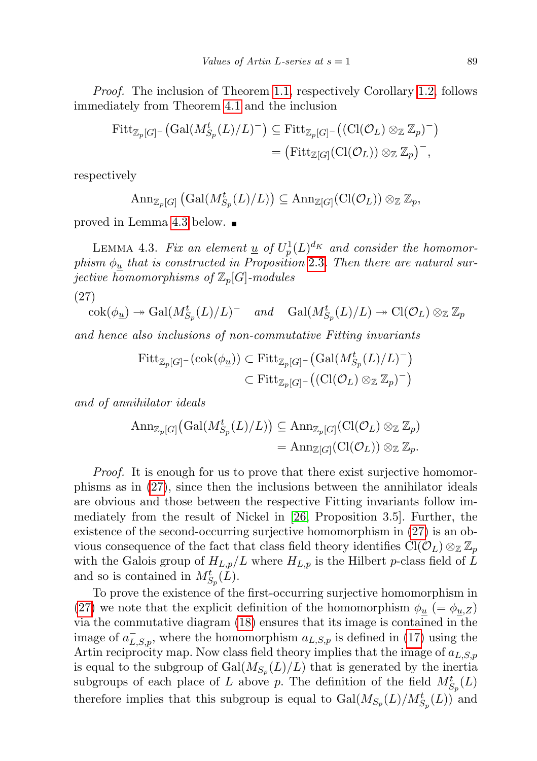*Proof.* The inclusion of Theorem 1.1, respectively Corollary 1.2, follows immediately from Theorem 4.1 and the inclusion

$$\begin{aligned}\mathrm{Fitt}_{\mathbb{Z}_p[G]^-}\big(\mathrm{Gal}(M^t_{S_p}(L)/L)^-\big) &\subseteq \mathrm{Fitt}_{\mathbb{Z}_p[G]^-}\big((\mathrm{Cl}(\mathcal{O}_L)\otimes_{\mathbb{Z}}\mathbb{Z}_p)^-\big)\\ &= \big(\mathrm{Fitt}_{\mathbb{Z}[G]}(\mathrm{Cl}(\mathcal{O}_L))\otimes_{\mathbb{Z}}\mathbb{Z}_p\big)^-,\end{aligned}$$

respectively

$$\mathrm{Ann}_{\mathbb{Z}_p[G]}\big(\mathrm{Gal}(M^t_{S_p}(L)/L)\big) \subseteq \mathrm{Ann}_{\mathbb{Z}[G]}(\mathrm{Cl}(\mathcal{O}_L))\otimes_{\mathbb{Z}}\mathbb{Z}_p,$$

proved in Lemma 4.3 below. ∎

LEMMA 4.3. *Fix an element $\underline{u}$ of $U^1_p(L)^{d_K}$ and consider the homomorphism $\phi_{\underline{u}}$ that is constructed in Proposition 2.3. Then there are natural surjective homomorphisms of $\mathbb{Z}_p[G]$-modules*

(27)

$$\mathrm{cok}(\phi_{\underline{u}}) \twoheadrightarrow \mathrm{Gal}(M^t_{S_p}(L)/L)^- \quad \text{and} \quad \mathrm{Gal}(M^t_{S_p}(L)/L) \twoheadrightarrow \mathrm{Cl}(\mathcal{O}_L)\otimes_{\mathbb{Z}}\mathbb{Z}_p$$

*and hence also inclusions of non-commutative Fitting invariants*

$$\begin{aligned}\mathrm{Fitt}_{\mathbb{Z}_p[G]^-}(\mathrm{cok}(\phi_{\underline{u}})) &\subset \mathrm{Fitt}_{\mathbb{Z}_p[G]^-}\big(\mathrm{Gal}(M^t_{S_p}(L)/L)^-\big)\\ &\subset \mathrm{Fitt}_{\mathbb{Z}_p[G]^-}\big((\mathrm{Cl}(\mathcal{O}_L)\otimes_{\mathbb{Z}}\mathbb{Z}_p)^-\big)\end{aligned}$$

*and of annihilator ideals*

$$\begin{aligned}\mathrm{Ann}_{\mathbb{Z}_p[G]}\big(\mathrm{Gal}(M^t_{S_p}(L)/L)\big) &\subseteq \mathrm{Ann}_{\mathbb{Z}_p[G]}(\mathrm{Cl}(\mathcal{O}_L)\otimes_{\mathbb{Z}}\mathbb{Z}_p)\\ &= \mathrm{Ann}_{\mathbb{Z}[G]}(\mathrm{Cl}(\mathcal{O}_L))\otimes_{\mathbb{Z}}\mathbb{Z}_p.\end{aligned}$$

*Proof.* It is enough for us to prove that there exist surjective homomorphisms as in (27), since then the inclusions between the annihilator ideals are obvious and those between the respective Fitting invariants follow immediately from the result of Nickel in [26, Proposition 3.5]. Further, the existence of the second-occurring surjective homomorphism in (27) is an obvious consequence of the fact that class field theory identifies $\mathrm{Cl}(\mathcal{O}_L)\otimes_{\mathbb{Z}}\mathbb{Z}_p$ with the Galois group of $H_{L,p}/L$ where $H_{L,p}$ is the Hilbert $p$-class field of $L$ and so is contained in $M^t_{S_p}(L)$.

To prove the existence of the first-occurring surjective homomorphism in (27) we note that the explicit definition of the homomorphism $\phi_{\underline{u}}$ $(= \phi_{\underline{u},Z})$ via the commutative diagram (18) ensures that its image is contained in the image of $a^-_{L,S,p}$, where the homomorphism $a_{L,S,p}$ is defined in (17) using the Artin reciprocity map. Now class field theory implies that the image of $a_{L,S,p}$ is equal to the subgroup of $\mathrm{Gal}(M_{S_p}(L)/L)$ that is generated by the inertia subgroups of each place of $L$ above $p$. The definition of the field $M^t_{S_p}(L)$ therefore implies that this subgroup is equal to $\mathrm{Gal}(M_{S_p}(L)/M^t_{S_p}(L))$ and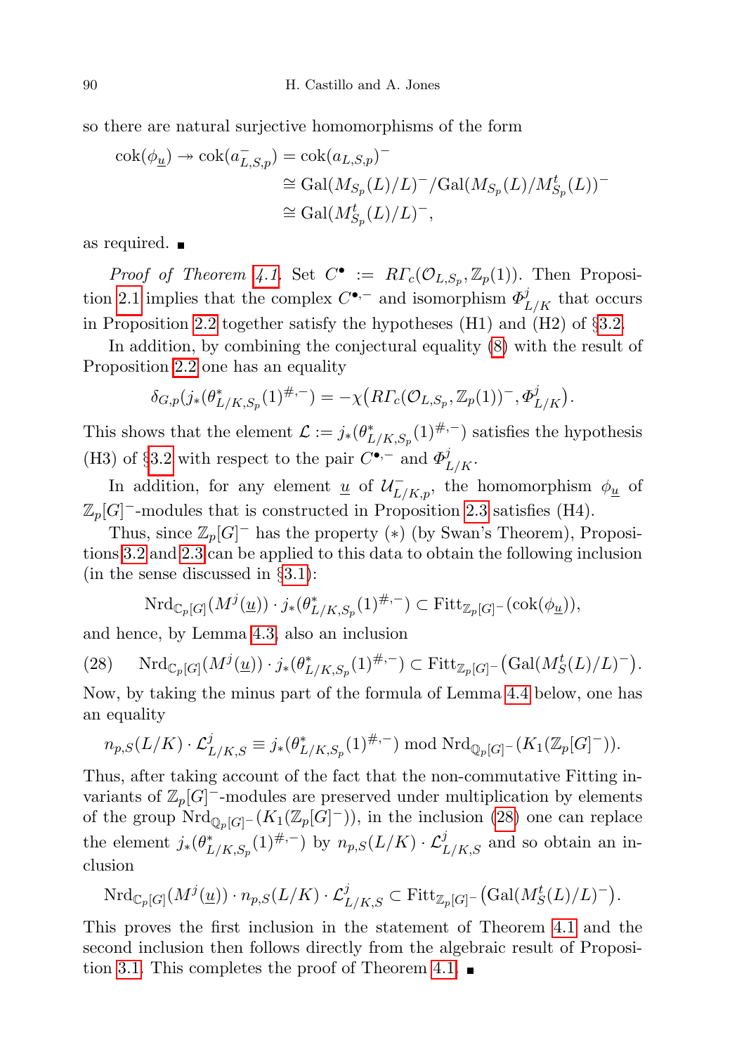so there are natural surjective homomorphisms of the form

$$\begin{aligned}\operatorname{cok}(\phi_{\underline{u}}) \twoheadrightarrow \operatorname{cok}(a^-_{L,S,p}) &= \operatorname{cok}(a_{L,S,p})^- \\ &\cong \operatorname{Gal}(M_{S_p}(L)/L)^-/\operatorname{Gal}(M_{S_p}(L)/M^t_{S_p}(L))^- \\ &\cong \operatorname{Gal}(M^t_{S_p}(L)/L)^-,\end{aligned}$$

as required. ∎

*Proof of Theorem 4.1.* Set $C^\bullet := R\Gamma_c(\mathcal{O}_{L,S_p}, \mathbb{Z}_p(1))$. Then Proposition 2.1 implies that the complex $C^{\bullet,-}$ and isomorphism $\Phi^j_{L/K}$ that occurs in Proposition 2.2 together satisfy the hypotheses (H1) and (H2) of §3.2.

In addition, by combining the conjectural equality (8) with the result of Proposition 2.2 one has an equality

$$\delta_{G,p}(j_*(\theta^*_{L/K,S_p}(1)^{\#,-}) = -\chi\big(R\Gamma_c(\mathcal{O}_{L,S_p}, \mathbb{Z}_p(1))^-, \Phi^j_{L/K}\big).$$

This shows that the element $\mathcal{L} := j_*(\theta^*_{L/K,S_p}(1)^{\#,-})$ satisfies the hypothesis (H3) of §3.2 with respect to the pair $C^{\bullet,-}$ and $\Phi^j_{L/K}$.

In addition, for any element $\underline{u}$ of $\mathcal{U}^-_{L/K,p}$, the homomorphism $\phi_{\underline{u}}$ of $\mathbb{Z}_p[G]^-$-modules that is constructed in Proposition 2.3 satisfies (H4).

Thus, since $\mathbb{Z}_p[G]^-$ has the property $(*)$ (by Swan's Theorem), Propositions 3.2 and 2.3 can be applied to this data to obtain the following inclusion (in the sense discussed in §3.1):

$$\operatorname{Nrd}_{\mathbb{C}_p[G]}(M^j(\underline{u})) \cdot j_*(\theta^*_{L/K,S_p}(1)^{\#,-}) \subset \operatorname{Fitt}_{\mathbb{Z}_p[G]^-}(\operatorname{cok}(\phi_{\underline{u}})),$$

and hence, by Lemma 4.3, also an inclusion

$$\operatorname{Nrd}_{\mathbb{C}_p[G]}(M^j(\underline{u})) \cdot j_*(\theta^*_{L/K,S_p}(1)^{\#,-}) \subset \operatorname{Fitt}_{\mathbb{Z}_p[G]^-}\big(\operatorname{Gal}(M^t_S(L)/L)^-\big). \tag{28}$$

Now, by taking the minus part of the formula of Lemma 4.4 below, one has an equality

$$n_{p,S}(L/K)\cdot \mathcal{L}^j_{L/K,S} \equiv j_*(\theta^*_{L/K,S_p}(1)^{\#,-}) \bmod \operatorname{Nrd}_{\mathbb{Q}_p[G]^-}(K_1(\mathbb{Z}_p[G]^-)).$$

Thus, after taking account of the fact that the non-commutative Fitting invariants of $\mathbb{Z}_p[G]^-$-modules are preserved under multiplication by elements of the group $\operatorname{Nrd}_{\mathbb{Q}_p[G]^-}(K_1(\mathbb{Z}_p[G]^-))$, in the inclusion (28) one can replace the element $j_*(\theta^*_{L/K,S_p}(1)^{\#,-})$ by $n_{p,S}(L/K)\cdot\mathcal{L}^j_{L/K,S}$ and so obtain an inclusion

$$\operatorname{Nrd}_{\mathbb{C}_p[G]}(M^j(\underline{u})) \cdot n_{p,S}(L/K)\cdot \mathcal{L}^j_{L/K,S} \subset \operatorname{Fitt}_{\mathbb{Z}_p[G]^-}\big(\operatorname{Gal}(M^t_S(L)/L)^-\big).$$

This proves the first inclusion in the statement of Theorem 4.1 and the second inclusion then follows directly from the algebraic result of Proposition 3.1. This completes the proof of Theorem 4.1. ∎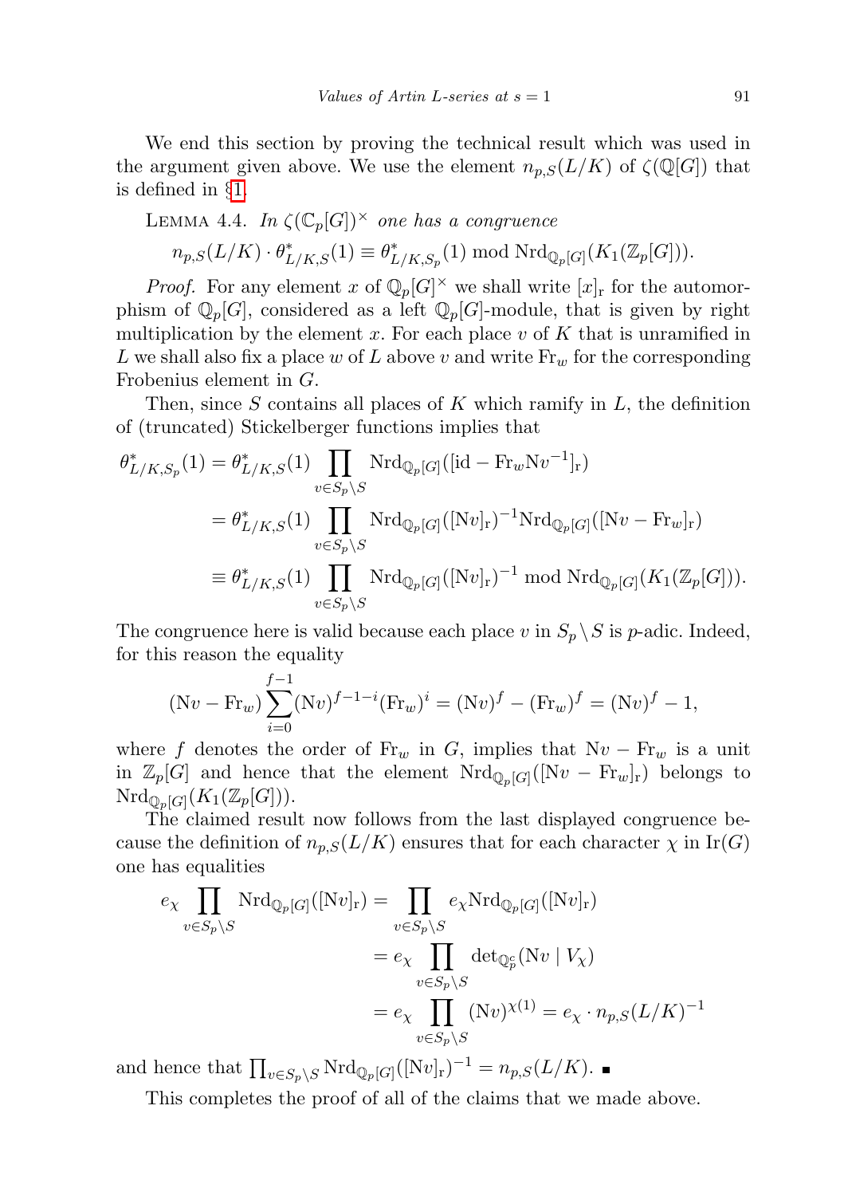We end this section by proving the technical result which was used in the argument given above. We use the element $n_{p,S}(L/K)$ of $\zeta(\mathbb{Q}[G])$ that is defined in §1.

LEMMA 4.4. *In $\zeta(\mathbb{C}_p[G])^\times$ one has a congruence*

$$n_{p,S}(L/K) \cdot \theta^*_{L/K,S}(1) \equiv \theta^*_{L/K,S_p}(1) \bmod \mathrm{Nrd}_{\mathbb{Q}_p[G]}(K_1(\mathbb{Z}_p[G])).$$

*Proof.* For any element $x$ of $\mathbb{Q}_p[G]^\times$ we shall write $[x]_{\mathrm{r}}$ for the automorphism of $\mathbb{Q}_p[G]$, considered as a left $\mathbb{Q}_p[G]$-module, that is given by right multiplication by the element $x$. For each place $v$ of $K$ that is unramified in $L$ we shall also fix a place $w$ of $L$ above $v$ and write $\mathrm{Fr}_w$ for the corresponding Frobenius element in $G$.

Then, since $S$ contains all places of $K$ which ramify in $L$, the definition of (truncated) Stickelberger functions implies that

$$\begin{aligned}
\theta^*_{L/K,S_p}(1) &= \theta^*_{L/K,S}(1) \prod_{v \in S_p \setminus S} \mathrm{Nrd}_{\mathbb{Q}_p[G]}([\mathrm{id} - \mathrm{Fr}_w \mathrm{N}v^{-1}]_{\mathrm{r}}) \\
&= \theta^*_{L/K,S}(1) \prod_{v \in S_p \setminus S} \mathrm{Nrd}_{\mathbb{Q}_p[G]}([\mathrm{N}v]_{\mathrm{r}})^{-1} \mathrm{Nrd}_{\mathbb{Q}_p[G]}([\mathrm{N}v - \mathrm{Fr}_w]_{\mathrm{r}}) \\
&\equiv \theta^*_{L/K,S}(1) \prod_{v \in S_p \setminus S} \mathrm{Nrd}_{\mathbb{Q}_p[G]}([\mathrm{N}v]_{\mathrm{r}})^{-1} \bmod \mathrm{Nrd}_{\mathbb{Q}_p[G]}(K_1(\mathbb{Z}_p[G])).
\end{aligned}$$

The congruence here is valid because each place $v$ in $S_p \setminus S$ is $p$-adic. Indeed, for this reason the equality

$$(\mathrm{N}v - \mathrm{Fr}_w) \sum_{i=0}^{f-1} (\mathrm{N}v)^{f-1-i} (\mathrm{Fr}_w)^i = (\mathrm{N}v)^f - (\mathrm{Fr}_w)^f = (\mathrm{N}v)^f - 1,$$

where $f$ denotes the order of $\mathrm{Fr}_w$ in $G$, implies that $\mathrm{N}v - \mathrm{Fr}_w$ is a unit in $\mathbb{Z}_p[G]$ and hence that the element $\mathrm{Nrd}_{\mathbb{Q}_p[G]}([\mathrm{N}v - \mathrm{Fr}_w]_{\mathrm{r}})$ belongs to $\mathrm{Nrd}_{\mathbb{Q}_p[G]}(K_1(\mathbb{Z}_p[G]))$.

The claimed result now follows from the last displayed congruence because the definition of $n_{p,S}(L/K)$ ensures that for each character $\chi$ in $\mathrm{Ir}(G)$ one has equalities

$$\begin{aligned}
e_\chi \prod_{v \in S_p \setminus S} \mathrm{Nrd}_{\mathbb{Q}_p[G]}([\mathrm{N}v]_{\mathrm{r}}) &= \prod_{v \in S_p \setminus S} e_\chi \mathrm{Nrd}_{\mathbb{Q}_p[G]}([\mathrm{N}v]_{\mathrm{r}}) \\
&= e_\chi \prod_{v \in S_p \setminus S} \det_{\mathbb{Q}_p^c}(\mathrm{N}v \mid V_\chi) \\
&= e_\chi \prod_{v \in S_p \setminus S} (\mathrm{N}v)^{\chi(1)} = e_\chi \cdot n_{p,S}(L/K)^{-1}
\end{aligned}$$

and hence that $\prod_{v \in S_p \setminus S} \mathrm{Nrd}_{\mathbb{Q}_p[G]}([\mathrm{N}v]_{\mathrm{r}})^{-1} = n_{p,S}(L/K)$. ∎

This completes the proof of all of the claims that we made above.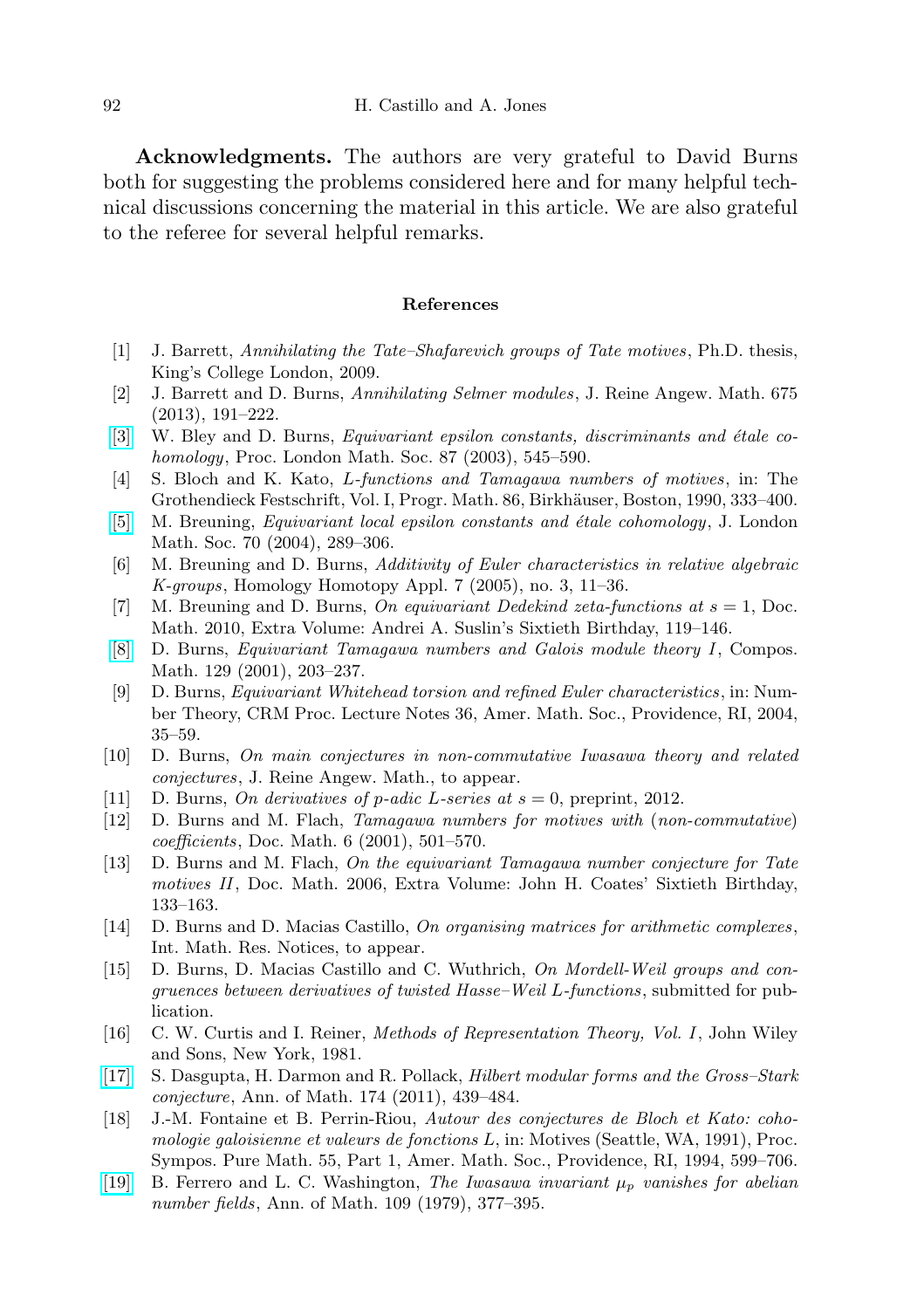**Acknowledgments.** The authors are very grateful to David Burns both for suggesting the problems considered here and for many helpful technical discussions concerning the material in this article. We are also grateful to the referee for several helpful remarks.

## References

[1] J. Barrett, *Annihilating the Tate–Shafarevich groups of Tate motives*, Ph.D. thesis, King's College London, 2009.

[2] J. Barrett and D. Burns, *Annihilating Selmer modules*, J. Reine Angew. Math. 675 (2013), 191–222.

[3] W. Bley and D. Burns, *Equivariant epsilon constants, discriminants and étale cohomology*, Proc. London Math. Soc. 87 (2003), 545–590.

[4] S. Bloch and K. Kato, *L-functions and Tamagawa numbers of motives*, in: The Grothendieck Festschrift, Vol. I, Progr. Math. 86, Birkhäuser, Boston, 1990, 333–400.

[5] M. Breuning, *Equivariant local epsilon constants and étale cohomology*, J. London Math. Soc. 70 (2004), 289–306.

[6] M. Breuning and D. Burns, *Additivity of Euler characteristics in relative algebraic K-groups*, Homology Homotopy Appl. 7 (2005), no. 3, 11–36.

[7] M. Breuning and D. Burns, *On equivariant Dedekind zeta-functions at $s = 1$*, Doc. Math. 2010, Extra Volume: Andrei A. Suslin's Sixtieth Birthday, 119–146.

[8] D. Burns, *Equivariant Tamagawa numbers and Galois module theory I*, Compos. Math. 129 (2001), 203–237.

[9] D. Burns, *Equivariant Whitehead torsion and refined Euler characteristics*, in: Number Theory, CRM Proc. Lecture Notes 36, Amer. Math. Soc., Providence, RI, 2004, 35–59.

[10] D. Burns, *On main conjectures in non-commutative Iwasawa theory and related conjectures*, J. Reine Angew. Math., to appear.

[11] D. Burns, *On derivatives of p-adic L-series at $s = 0$*, preprint, 2012.

[12] D. Burns and M. Flach, *Tamagawa numbers for motives with (non-commutative) coefficients*, Doc. Math. 6 (2001), 501–570.

[13] D. Burns and M. Flach, *On the equivariant Tamagawa number conjecture for Tate motives II*, Doc. Math. 2006, Extra Volume: John H. Coates' Sixtieth Birthday, 133–163.

[14] D. Burns and D. Macias Castillo, *On organising matrices for arithmetic complexes*, Int. Math. Res. Notices, to appear.

[15] D. Burns, D. Macias Castillo and C. Wuthrich, *On Mordell-Weil groups and congruences between derivatives of twisted Hasse–Weil L-functions*, submitted for publication.

[16] C. W. Curtis and I. Reiner, *Methods of Representation Theory, Vol. I*, John Wiley and Sons, New York, 1981.

[17] S. Dasgupta, H. Darmon and R. Pollack, *Hilbert modular forms and the Gross–Stark conjecture*, Ann. of Math. 174 (2011), 439–484.

[18] J.-M. Fontaine et B. Perrin-Riou, *Autour des conjectures de Bloch et Kato: cohomologie galoisienne et valeurs de fonctions L*, in: Motives (Seattle, WA, 1991), Proc. Sympos. Pure Math. 55, Part 1, Amer. Math. Soc., Providence, RI, 1994, 599–706.

[19] B. Ferrero and L. C. Washington, *The Iwasawa invariant $\mu_p$ vanishes for abelian number fields*, Ann. of Math. 109 (1979), 377–395.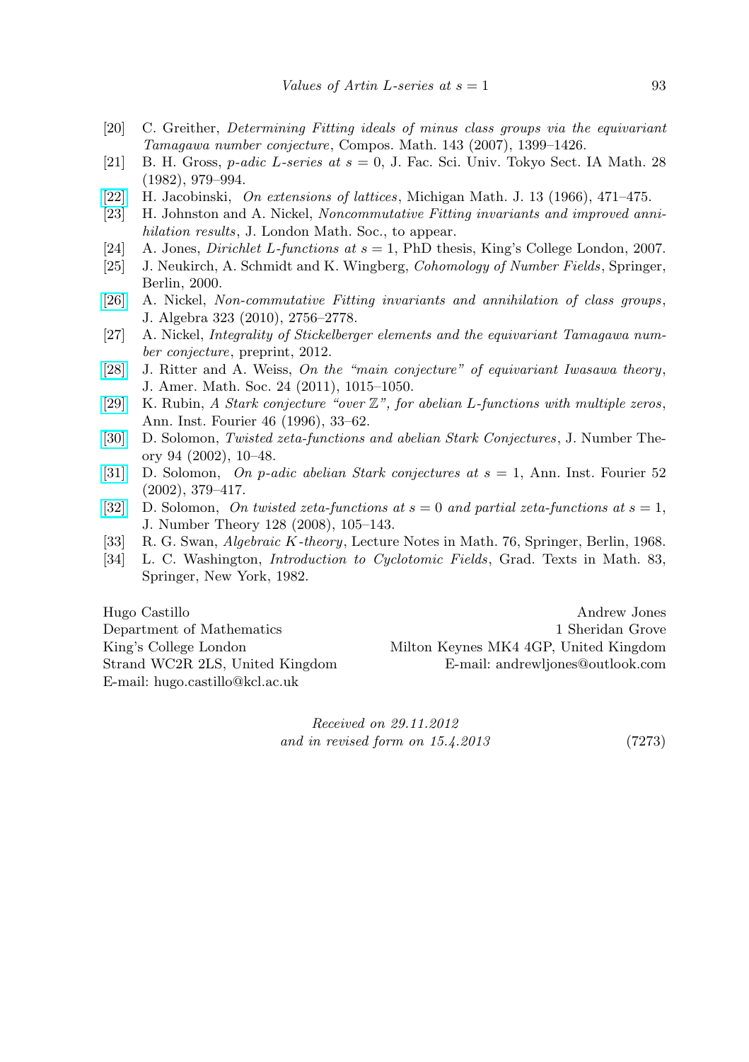[20] C. Greither, *Determining Fitting ideals of minus class groups via the equivariant Tamagawa number conjecture*, Compos. Math. 143 (2007), 1399–1426.

[21] B. H. Gross, *p-adic L-series at $s = 0$*, J. Fac. Sci. Univ. Tokyo Sect. IA Math. 28 (1982), 979–994.

[22] H. Jacobinski, *On extensions of lattices*, Michigan Math. J. 13 (1966), 471–475.

[23] H. Johnston and A. Nickel, *Noncommutative Fitting invariants and improved annihilation results*, J. London Math. Soc., to appear.

[24] A. Jones, *Dirichlet L-functions at $s = 1$*, PhD thesis, King's College London, 2007.

[25] J. Neukirch, A. Schmidt and K. Wingberg, *Cohomology of Number Fields*, Springer, Berlin, 2000.

[26] A. Nickel, *Non-commutative Fitting invariants and annihilation of class groups*, J. Algebra 323 (2010), 2756–2778.

[27] A. Nickel, *Integrality of Stickelberger elements and the equivariant Tamagawa number conjecture*, preprint, 2012.

[28] J. Ritter and A. Weiss, *On the "main conjecture" of equivariant Iwasawa theory*, J. Amer. Math. Soc. 24 (2011), 1015–1050.

[29] K. Rubin, *A Stark conjecture "over $\mathbb{Z}$", for abelian L-functions with multiple zeros*, Ann. Inst. Fourier 46 (1996), 33–62.

[30] D. Solomon, *Twisted zeta-functions and abelian Stark Conjectures*, J. Number Theory 94 (2002), 10–48.

[31] D. Solomon, *On p-adic abelian Stark conjectures at $s = 1$*, Ann. Inst. Fourier 52 (2002), 379–417.

[32] D. Solomon, *On twisted zeta-functions at $s = 0$ and partial zeta-functions at $s = 1$*, J. Number Theory 128 (2008), 105–143.

[33] R. G. Swan, *Algebraic K-theory*, Lecture Notes in Math. 76, Springer, Berlin, 1968.

[34] L. C. Washington, *Introduction to Cyclotomic Fields*, Grad. Texts in Math. 83, Springer, New York, 1982.

Hugo Castillo
Department of Mathematics
King's College London
Strand WC2R 2LS, United Kingdom
E-mail: hugo.castillo@kcl.ac.uk

Andrew Jones
1 Sheridan Grove
Milton Keynes MK4 4GP, United Kingdom
E-mail: andrewljones@outlook.com

*Received on 29.11.2012*
*and in revised form on 15.4.2013* (7273)